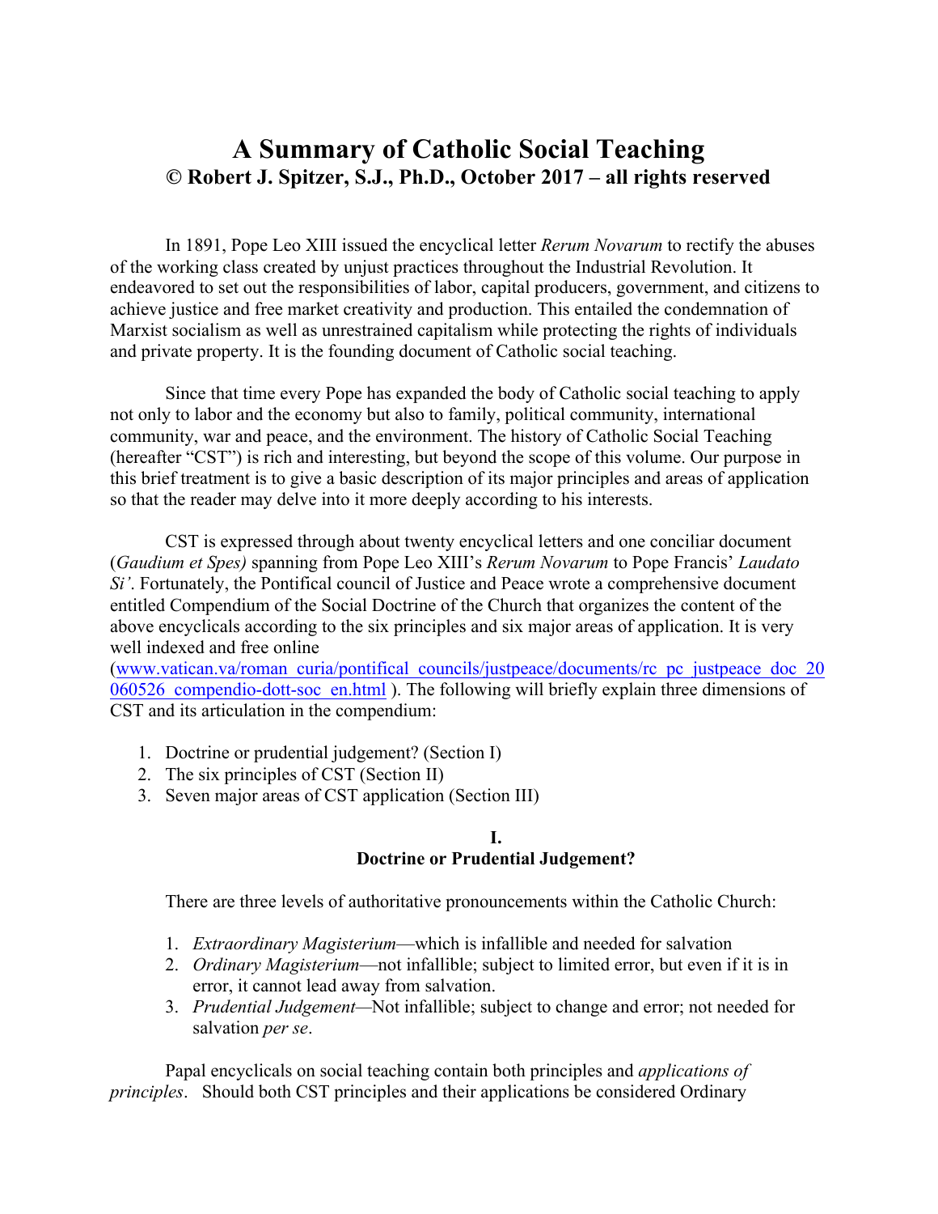# A Summary of Catholic Social Teaching
## © Robert J. Spitzer, S.J., Ph.D., October 2017 – all rights reserved

In 1891, Pope Leo XIII issued the encyclical letter *Rerum Novarum* to rectify the abuses of the working class created by unjust practices throughout the Industrial Revolution. It endeavored to set out the responsibilities of labor, capital producers, government, and citizens to achieve justice and free market creativity and production. This entailed the condemnation of Marxist socialism as well as unrestrained capitalism while protecting the rights of individuals and private property. It is the founding document of Catholic social teaching.

Since that time every Pope has expanded the body of Catholic social teaching to apply not only to labor and the economy but also to family, political community, international community, war and peace, and the environment. The history of Catholic Social Teaching (hereafter "CST") is rich and interesting, but beyond the scope of this volume. Our purpose in this brief treatment is to give a basic description of its major principles and areas of application so that the reader may delve into it more deeply according to his interests.

CST is expressed through about twenty encyclical letters and one conciliar document (*Gaudium et Spes)* spanning from Pope Leo XIII's *Rerum Novarum* to Pope Francis' *Laudato Si'*. Fortunately, the Pontifical council of Justice and Peace wrote a comprehensive document entitled Compendium of the Social Doctrine of the Church that organizes the content of the above encyclicals according to the six principles and six major areas of application. It is very well indexed and free online (www.vatican.va/roman_curia/pontifical_councils/justpeace/documents/rc_pc_justpeace_doc_20060526_compendio-dott-soc_en.html ). The following will briefly explain three dimensions of CST and its articulation in the compendium:

1. Doctrine or prudential judgement? (Section I)
2. The six principles of CST (Section II)
3. Seven major areas of CST application (Section III)

## I.
## Doctrine or Prudential Judgement?

There are three levels of authoritative pronouncements within the Catholic Church:

1. *Extraordinary Magisterium*—which is infallible and needed for salvation
2. *Ordinary Magisterium*—not infallible; subject to limited error, but even if it is in error, it cannot lead away from salvation.
3. *Prudential Judgement*—Not infallible; subject to change and error; not needed for salvation *per se*.

Papal encyclicals on social teaching contain both principles and *applications of principles*. Should both CST principles and their applications be considered Ordinary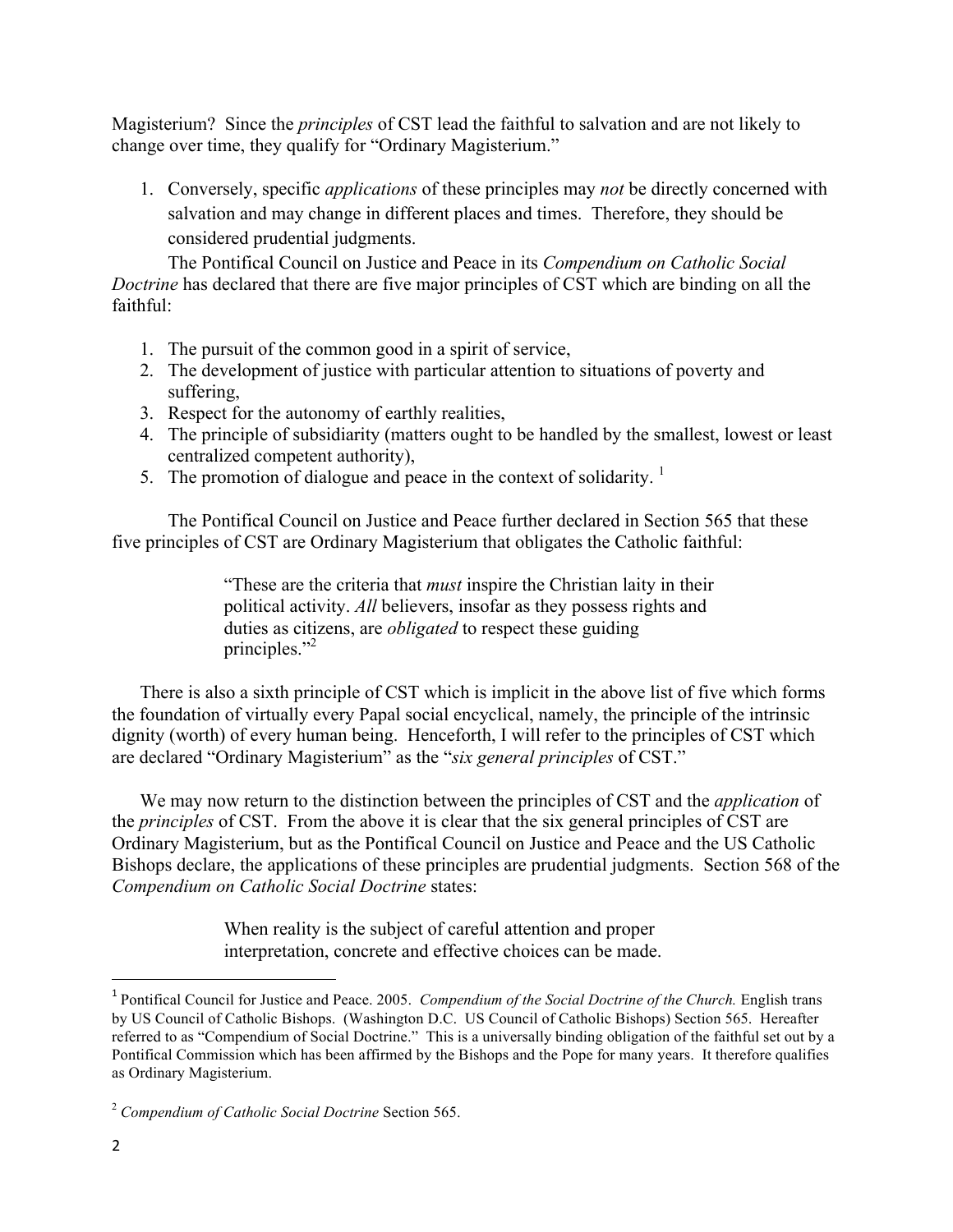Magisterium? Since the *principles* of CST lead the faithful to salvation and are not likely to change over time, they qualify for "Ordinary Magisterium."

1. Conversely, specific *applications* of these principles may *not* be directly concerned with salvation and may change in different places and times. Therefore, they should be considered prudential judgments.

The Pontifical Council on Justice and Peace in its *Compendium on Catholic Social Doctrine* has declared that there are five major principles of CST which are binding on all the faithful:

1. The pursuit of the common good in a spirit of service,
2. The development of justice with particular attention to situations of poverty and suffering,
3. Respect for the autonomy of earthly realities,
4. The principle of subsidiarity (matters ought to be handled by the smallest, lowest or least centralized competent authority),
5. The promotion of dialogue and peace in the context of solidarity. [1]

The Pontifical Council on Justice and Peace further declared in Section 565 that these five principles of CST are Ordinary Magisterium that obligates the Catholic faithful:

> "These are the criteria that *must* inspire the Christian laity in their political activity. *All* believers, insofar as they possess rights and duties as citizens, are *obligated* to respect these guiding principles."[2]

There is also a sixth principle of CST which is implicit in the above list of five which forms the foundation of virtually every Papal social encyclical, namely, the principle of the intrinsic dignity (worth) of every human being. Henceforth, I will refer to the principles of CST which are declared "Ordinary Magisterium" as the "*six general principles* of CST."

We may now return to the distinction between the principles of CST and the *application* of the *principles* of CST. From the above it is clear that the six general principles of CST are Ordinary Magisterium, but as the Pontifical Council on Justice and Peace and the US Catholic Bishops declare, the applications of these principles are prudential judgments. Section 568 of the *Compendium on Catholic Social Doctrine* states:

> When reality is the subject of careful attention and proper interpretation, concrete and effective choices can be made.

---

[1] Pontifical Council for Justice and Peace. 2005. *Compendium of the Social Doctrine of the Church.* English trans by US Council of Catholic Bishops. (Washington D.C. US Council of Catholic Bishops) Section 565. Hereafter referred to as "Compendium of Social Doctrine." This is a universally binding obligation of the faithful set out by a Pontifical Commission which has been affirmed by the Bishops and the Pope for many years. It therefore qualifies as Ordinary Magisterium.

[2] *Compendium of Catholic Social Doctrine* Section 565.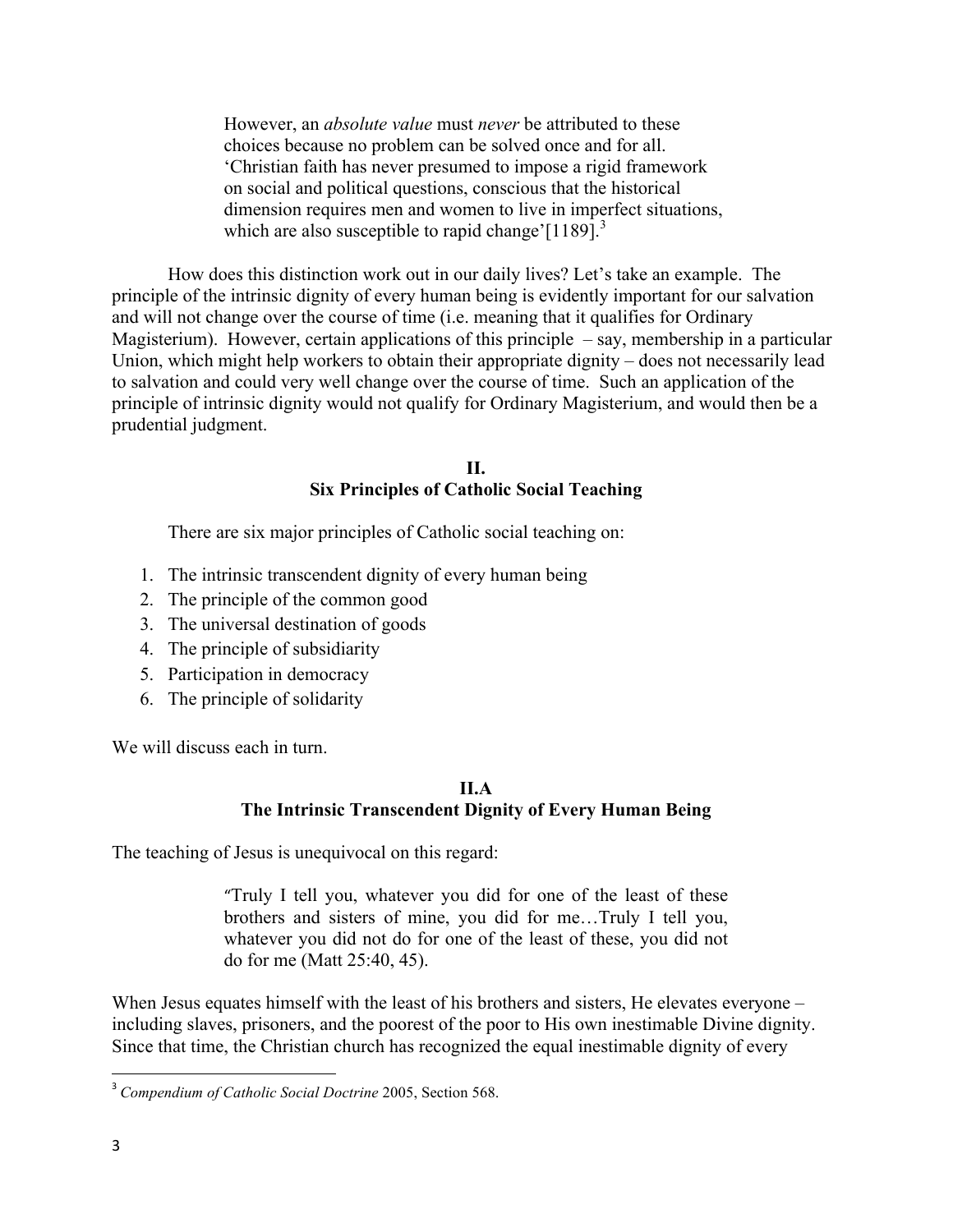> However, an *absolute value* must *never* be attributed to these choices because no problem can be solved once and for all. 'Christian faith has never presumed to impose a rigid framework on social and political questions, conscious that the historical dimension requires men and women to live in imperfect situations, which are also susceptible to rapid change'[1189].[3]

How does this distinction work out in our daily lives? Let's take an example. The principle of the intrinsic dignity of every human being is evidently important for our salvation and will not change over the course of time (i.e. meaning that it qualifies for Ordinary Magisterium). However, certain applications of this principle – say, membership in a particular Union, which might help workers to obtain their appropriate dignity – does not necessarily lead to salvation and could very well change over the course of time. Such an application of the principle of intrinsic dignity would not qualify for Ordinary Magisterium, and would then be a prudential judgment.

## II.
## Six Principles of Catholic Social Teaching

There are six major principles of Catholic social teaching on:

1. The intrinsic transcendent dignity of every human being
2. The principle of the common good
3. The universal destination of goods
4. The principle of subsidiarity
5. Participation in democracy
6. The principle of solidarity

We will discuss each in turn.

### II.A
### The Intrinsic Transcendent Dignity of Every Human Being

The teaching of Jesus is unequivocal on this regard:

> "Truly I tell you, whatever you did for one of the least of these brothers and sisters of mine, you did for me…Truly I tell you, whatever you did not do for one of the least of these, you did not do for me (Matt 25:40, 45).

When Jesus equates himself with the least of his brothers and sisters, He elevates everyone – including slaves, prisoners, and the poorest of the poor to His own inestimable Divine dignity. Since that time, the Christian church has recognized the equal inestimable dignity of every

---

[3] *Compendium of Catholic Social Doctrine* 2005, Section 568.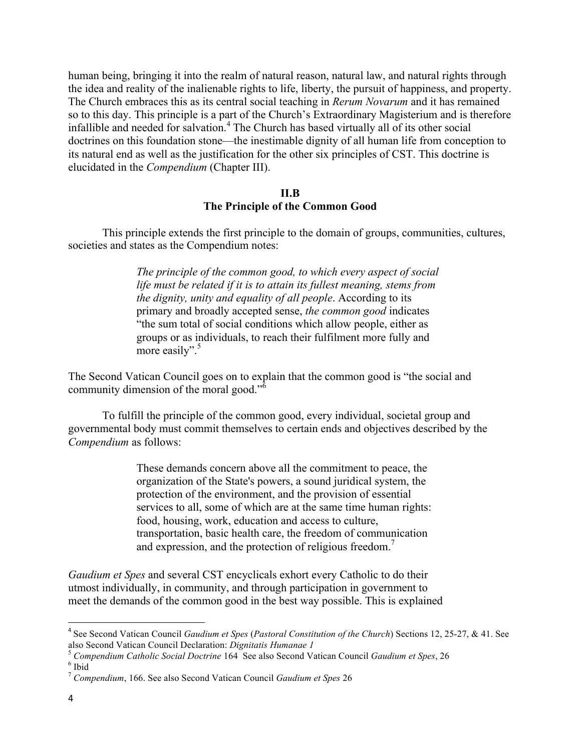human being, bringing it into the realm of natural reason, natural law, and natural rights through the idea and reality of the inalienable rights to life, liberty, the pursuit of happiness, and property. The Church embraces this as its central social teaching in *Rerum Novarum* and it has remained so to this day. This principle is a part of the Church's Extraordinary Magisterium and is therefore infallible and needed for salvation.[4] The Church has based virtually all of its other social doctrines on this foundation stone—the inestimable dignity of all human life from conception to its natural end as well as the justification for the other six principles of CST. This doctrine is elucidated in the *Compendium* (Chapter III).

## II.B
## The Principle of the Common Good

This principle extends the first principle to the domain of groups, communities, cultures, societies and states as the Compendium notes:

> *The principle of the common good, to which every aspect of social life must be related if it is to attain its fullest meaning, stems from the dignity, unity and equality of all people*. According to its primary and broadly accepted sense, *the common good* indicates "the sum total of social conditions which allow people, either as groups or as individuals, to reach their fulfilment more fully and more easily".[5]

The Second Vatican Council goes on to explain that the common good is "the social and community dimension of the moral good."[6]

To fulfill the principle of the common good, every individual, societal group and governmental body must commit themselves to certain ends and objectives described by the *Compendium* as follows:

> These demands concern above all the commitment to peace, the organization of the State's powers, a sound juridical system, the protection of the environment, and the provision of essential services to all, some of which are at the same time human rights: food, housing, work, education and access to culture, transportation, basic health care, the freedom of communication and expression, and the protection of religious freedom.[7]

*Gaudium et Spes* and several CST encyclicals exhort every Catholic to do their utmost individually, in community, and through participation in government to meet the demands of the common good in the best way possible. This is explained

---

[4] See Second Vatican Council *Gaudium et Spes* (*Pastoral Constitution of the Church*) Sections 12, 25-27, & 41. See also Second Vatican Council Declaration: *Dignitatis Humanae 1*

[5] *Compendium Catholic Social Doctrine* 164 See also Second Vatican Council *Gaudium et Spes*, 26

[6] Ibid

[7] *Compendium*, 166. See also Second Vatican Council *Gaudium et Spes* 26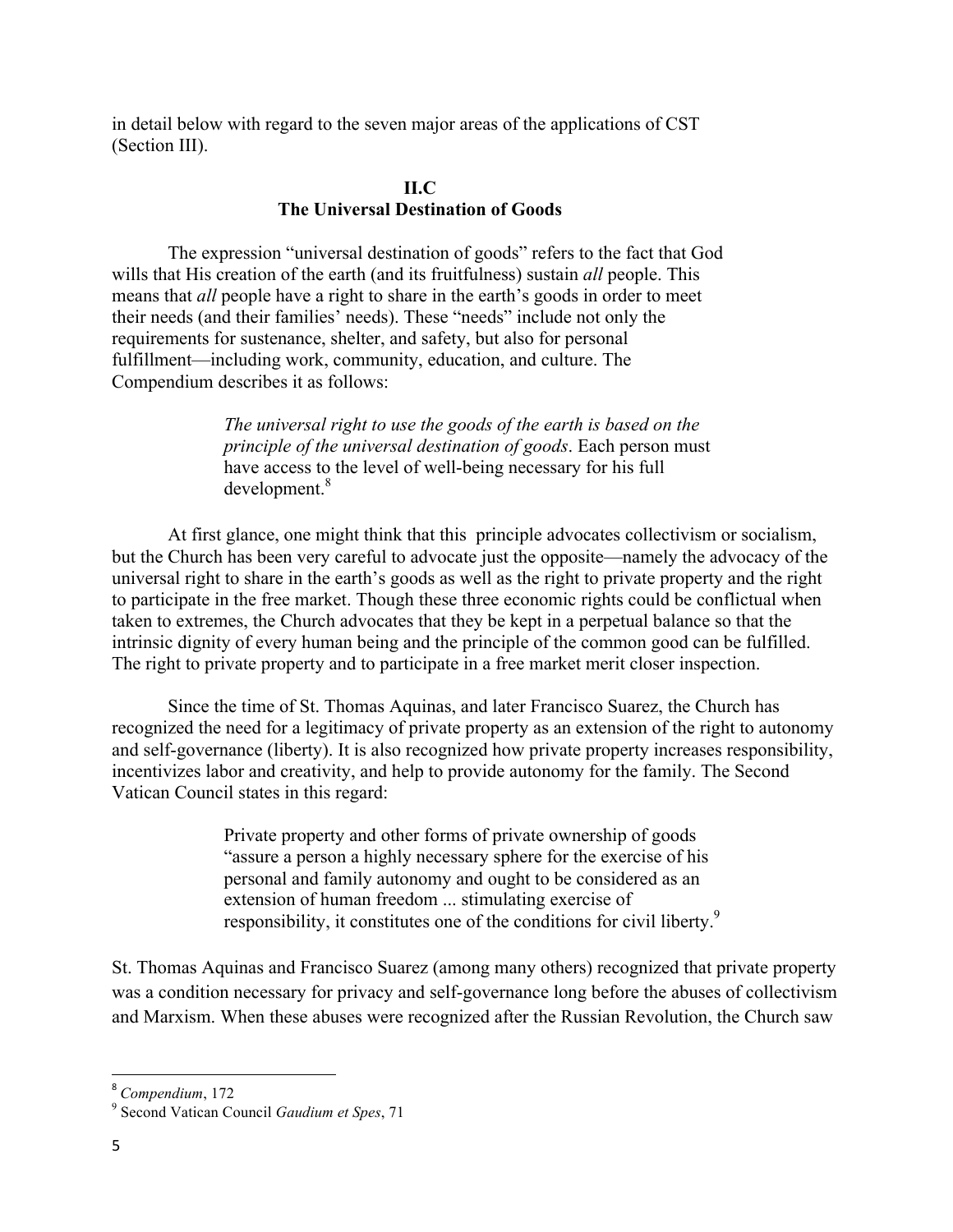in detail below with regard to the seven major areas of the applications of CST (Section III).

## II.C
## The Universal Destination of Goods

The expression "universal destination of goods" refers to the fact that God wills that His creation of the earth (and its fruitfulness) sustain *all* people. This means that *all* people have a right to share in the earth's goods in order to meet their needs (and their families' needs). These "needs" include not only the requirements for sustenance, shelter, and safety, but also for personal fulfillment—including work, community, education, and culture. The Compendium describes it as follows:

> *The universal right to use the goods of the earth is based on the principle of the universal destination of goods*. Each person must have access to the level of well-being necessary for his full development.[8]

At first glance, one might think that this principle advocates collectivism or socialism, but the Church has been very careful to advocate just the opposite—namely the advocacy of the universal right to share in the earth's goods as well as the right to private property and the right to participate in the free market. Though these three economic rights could be conflictual when taken to extremes, the Church advocates that they be kept in a perpetual balance so that the intrinsic dignity of every human being and the principle of the common good can be fulfilled. The right to private property and to participate in a free market merit closer inspection.

Since the time of St. Thomas Aquinas, and later Francisco Suarez, the Church has recognized the need for a legitimacy of private property as an extension of the right to autonomy and self-governance (liberty). It is also recognized how private property increases responsibility, incentivizes labor and creativity, and help to provide autonomy for the family. The Second Vatican Council states in this regard:

> Private property and other forms of private ownership of goods "assure a person a highly necessary sphere for the exercise of his personal and family autonomy and ought to be considered as an extension of human freedom ... stimulating exercise of responsibility, it constitutes one of the conditions for civil liberty.[9]

St. Thomas Aquinas and Francisco Suarez (among many others) recognized that private property was a condition necessary for privacy and self-governance long before the abuses of collectivism and Marxism. When these abuses were recognized after the Russian Revolution, the Church saw

---

[8] *Compendium*, 172

[9] Second Vatican Council *Gaudium et Spes*, 71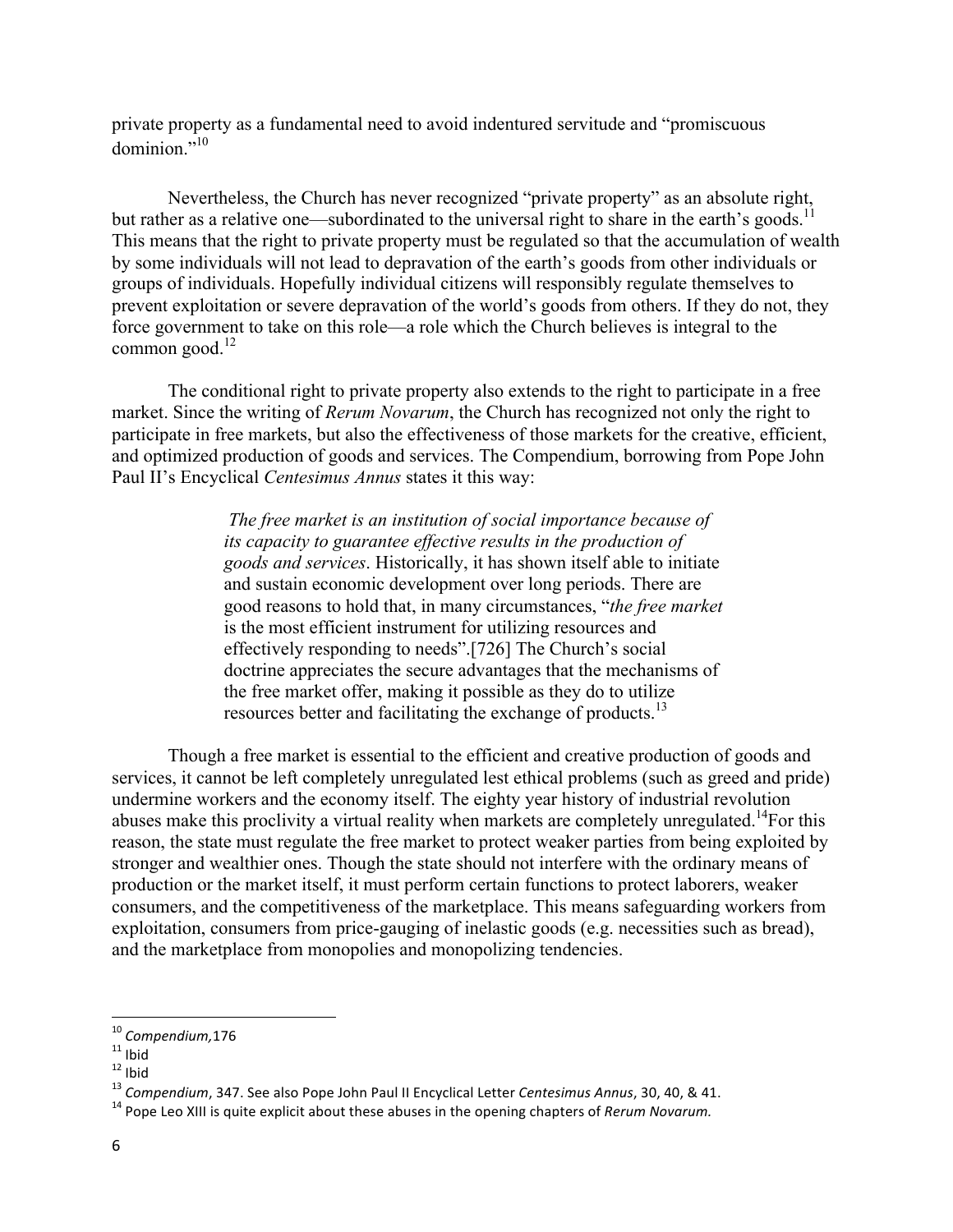private property as a fundamental need to avoid indentured servitude and "promiscuous dominion."[10]

Nevertheless, the Church has never recognized "private property" as an absolute right, but rather as a relative one—subordinated to the universal right to share in the earth's goods.[11] This means that the right to private property must be regulated so that the accumulation of wealth by some individuals will not lead to depravation of the earth's goods from other individuals or groups of individuals. Hopefully individual citizens will responsibly regulate themselves to prevent exploitation or severe depravation of the world's goods from others. If they do not, they force government to take on this role—a role which the Church believes is integral to the common good.[12]

The conditional right to private property also extends to the right to participate in a free market. Since the writing of *Rerum Novarum*, the Church has recognized not only the right to participate in free markets, but also the effectiveness of those markets for the creative, efficient, and optimized production of goods and services. The Compendium, borrowing from Pope John Paul II's Encyclical *Centesimus Annus* states it this way:

> *The free market is an institution of social importance because of its capacity to guarantee effective results in the production of goods and services*. Historically, it has shown itself able to initiate and sustain economic development over long periods. There are good reasons to hold that, in many circumstances, "*the free market* is the most efficient instrument for utilizing resources and effectively responding to needs".[726] The Church's social doctrine appreciates the secure advantages that the mechanisms of the free market offer, making it possible as they do to utilize resources better and facilitating the exchange of products.[13]

Though a free market is essential to the efficient and creative production of goods and services, it cannot be left completely unregulated lest ethical problems (such as greed and pride) undermine workers and the economy itself. The eighty year history of industrial revolution abuses make this proclivity a virtual reality when markets are completely unregulated.[14]For this reason, the state must regulate the free market to protect weaker parties from being exploited by stronger and wealthier ones. Though the state should not interfere with the ordinary means of production or the market itself, it must perform certain functions to protect laborers, weaker consumers, and the competitiveness of the marketplace. This means safeguarding workers from exploitation, consumers from price-gauging of inelastic goods (e.g. necessities such as bread), and the marketplace from monopolies and monopolizing tendencies.

---

[10] *Compendium,*176

[11] Ibid

[12] Ibid

[13] *Compendium*, 347. See also Pope John Paul II Encyclical Letter *Centesimus Annus*, 30, 40, & 41.

[14] Pope Leo XIII is quite explicit about these abuses in the opening chapters of *Rerum Novarum.*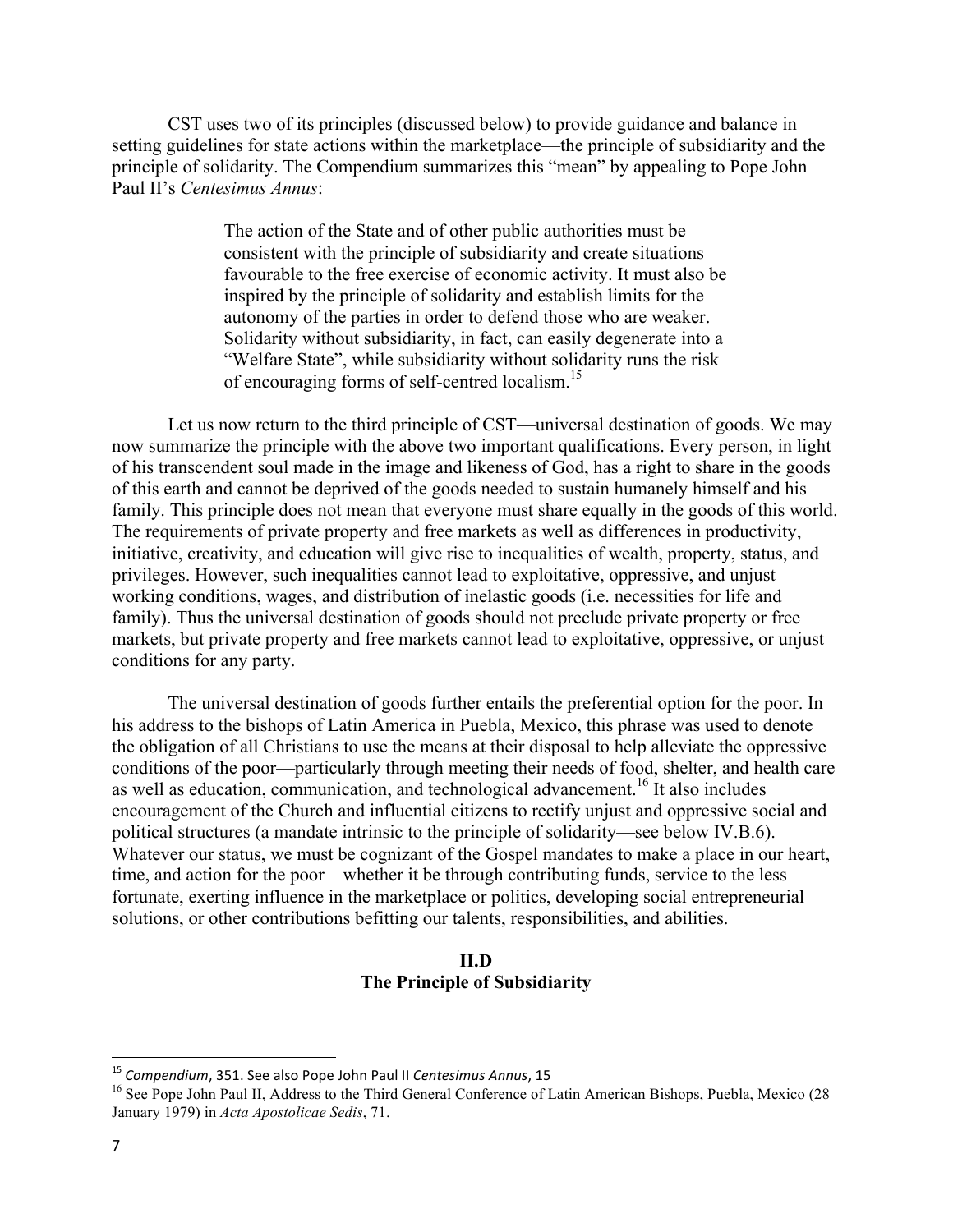CST uses two of its principles (discussed below) to provide guidance and balance in setting guidelines for state actions within the marketplace—the principle of subsidiarity and the principle of solidarity. The Compendium summarizes this "mean" by appealing to Pope John Paul II's *Centesimus Annus*:

> The action of the State and of other public authorities must be consistent with the principle of subsidiarity and create situations favourable to the free exercise of economic activity. It must also be inspired by the principle of solidarity and establish limits for the autonomy of the parties in order to defend those who are weaker. Solidarity without subsidiarity, in fact, can easily degenerate into a "Welfare State", while subsidiarity without solidarity runs the risk of encouraging forms of self-centred localism.[15]

Let us now return to the third principle of CST—universal destination of goods. We may now summarize the principle with the above two important qualifications. Every person, in light of his transcendent soul made in the image and likeness of God, has a right to share in the goods of this earth and cannot be deprived of the goods needed to sustain humanely himself and his family. This principle does not mean that everyone must share equally in the goods of this world. The requirements of private property and free markets as well as differences in productivity, initiative, creativity, and education will give rise to inequalities of wealth, property, status, and privileges. However, such inequalities cannot lead to exploitative, oppressive, and unjust working conditions, wages, and distribution of inelastic goods (i.e. necessities for life and family). Thus the universal destination of goods should not preclude private property or free markets, but private property and free markets cannot lead to exploitative, oppressive, or unjust conditions for any party.

The universal destination of goods further entails the preferential option for the poor. In his address to the bishops of Latin America in Puebla, Mexico, this phrase was used to denote the obligation of all Christians to use the means at their disposal to help alleviate the oppressive conditions of the poor—particularly through meeting their needs of food, shelter, and health care as well as education, communication, and technological advancement.[16] It also includes encouragement of the Church and influential citizens to rectify unjust and oppressive social and political structures (a mandate intrinsic to the principle of solidarity—see below IV.B.6). Whatever our status, we must be cognizant of the Gospel mandates to make a place in our heart, time, and action for the poor—whether it be through contributing funds, service to the less fortunate, exerting influence in the marketplace or politics, developing social entrepreneurial solutions, or other contributions befitting our talents, responsibilities, and abilities.

## II.D
## The Principle of Subsidiarity

---

[15] *Compendium*, 351. See also Pope John Paul II *Centesimus Annus*, 15

[16] See Pope John Paul II, Address to the Third General Conference of Latin American Bishops, Puebla, Mexico (28 January 1979) in *Acta Apostolicae Sedis*, 71.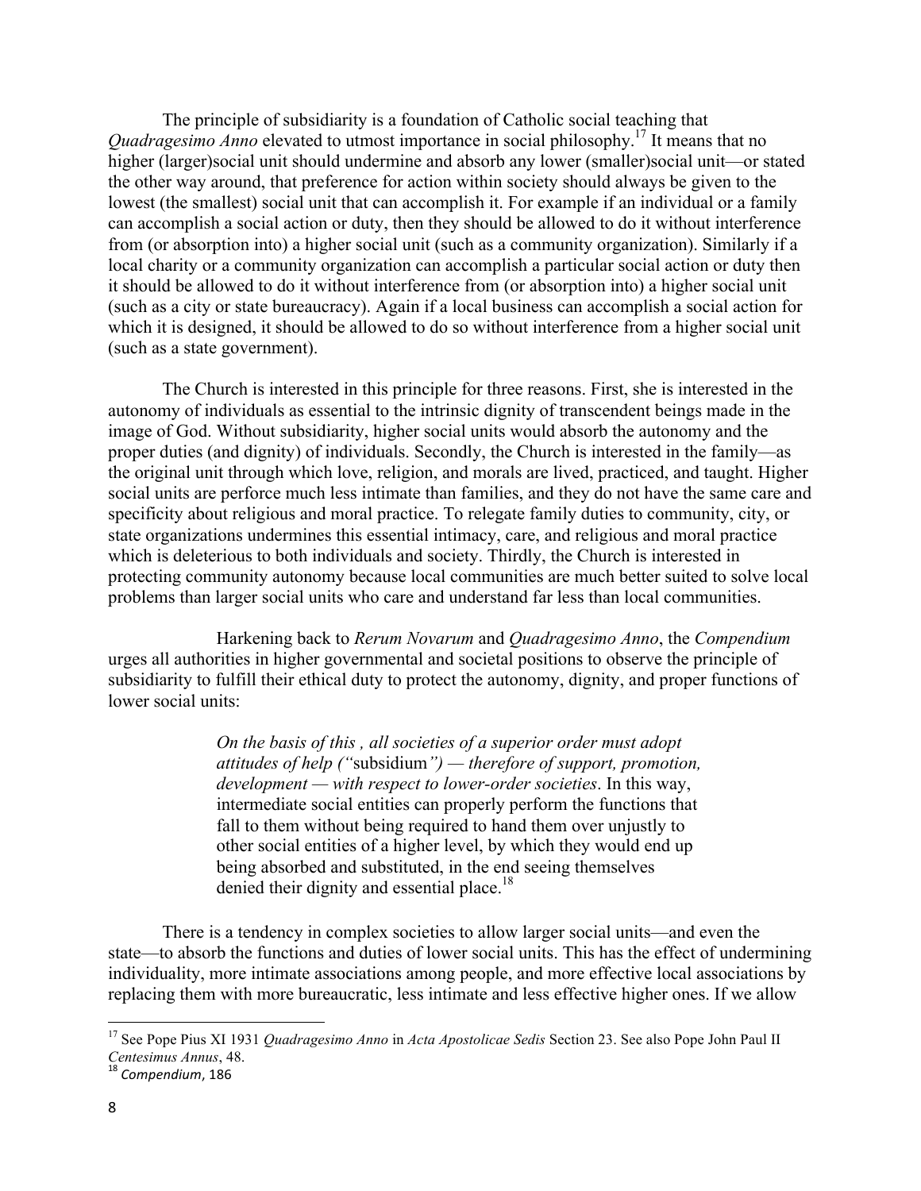The principle of subsidiarity is a foundation of Catholic social teaching that *Quadragesimo Anno* elevated to utmost importance in social philosophy.[17] It means that no higher (larger)social unit should undermine and absorb any lower (smaller)social unit—or stated the other way around, that preference for action within society should always be given to the lowest (the smallest) social unit that can accomplish it. For example if an individual or a family can accomplish a social action or duty, then they should be allowed to do it without interference from (or absorption into) a higher social unit (such as a community organization). Similarly if a local charity or a community organization can accomplish a particular social action or duty then it should be allowed to do it without interference from (or absorption into) a higher social unit (such as a city or state bureaucracy). Again if a local business can accomplish a social action for which it is designed, it should be allowed to do so without interference from a higher social unit (such as a state government).

The Church is interested in this principle for three reasons. First, she is interested in the autonomy of individuals as essential to the intrinsic dignity of transcendent beings made in the image of God. Without subsidiarity, higher social units would absorb the autonomy and the proper duties (and dignity) of individuals. Secondly, the Church is interested in the family—as the original unit through which love, religion, and morals are lived, practiced, and taught. Higher social units are perforce much less intimate than families, and they do not have the same care and specificity about religious and moral practice. To relegate family duties to community, city, or state organizations undermines this essential intimacy, care, and religious and moral practice which is deleterious to both individuals and society. Thirdly, the Church is interested in protecting community autonomy because local communities are much better suited to solve local problems than larger social units who care and understand far less than local communities.

Harkening back to *Rerum Novarum* and *Quadragesimo Anno*, the *Compendium* urges all authorities in higher governmental and societal positions to observe the principle of subsidiarity to fulfill their ethical duty to protect the autonomy, dignity, and proper functions of lower social units:

> *On the basis of this , all societies of a superior order must adopt attitudes of help ("*subsidium*") — therefore of support, promotion, development — with respect to lower-order societies*. In this way, intermediate social entities can properly perform the functions that fall to them without being required to hand them over unjustly to other social entities of a higher level, by which they would end up being absorbed and substituted, in the end seeing themselves denied their dignity and essential place.[18]

There is a tendency in complex societies to allow larger social units—and even the state—to absorb the functions and duties of lower social units. This has the effect of undermining individuality, more intimate associations among people, and more effective local associations by replacing them with more bureaucratic, less intimate and less effective higher ones. If we allow

---

[17] See Pope Pius XI 1931 *Quadragesimo Anno* in *Acta Apostolicae Sedis* Section 23. See also Pope John Paul II *Centesimus Annus*, 48.

[18] *Compendium*, 186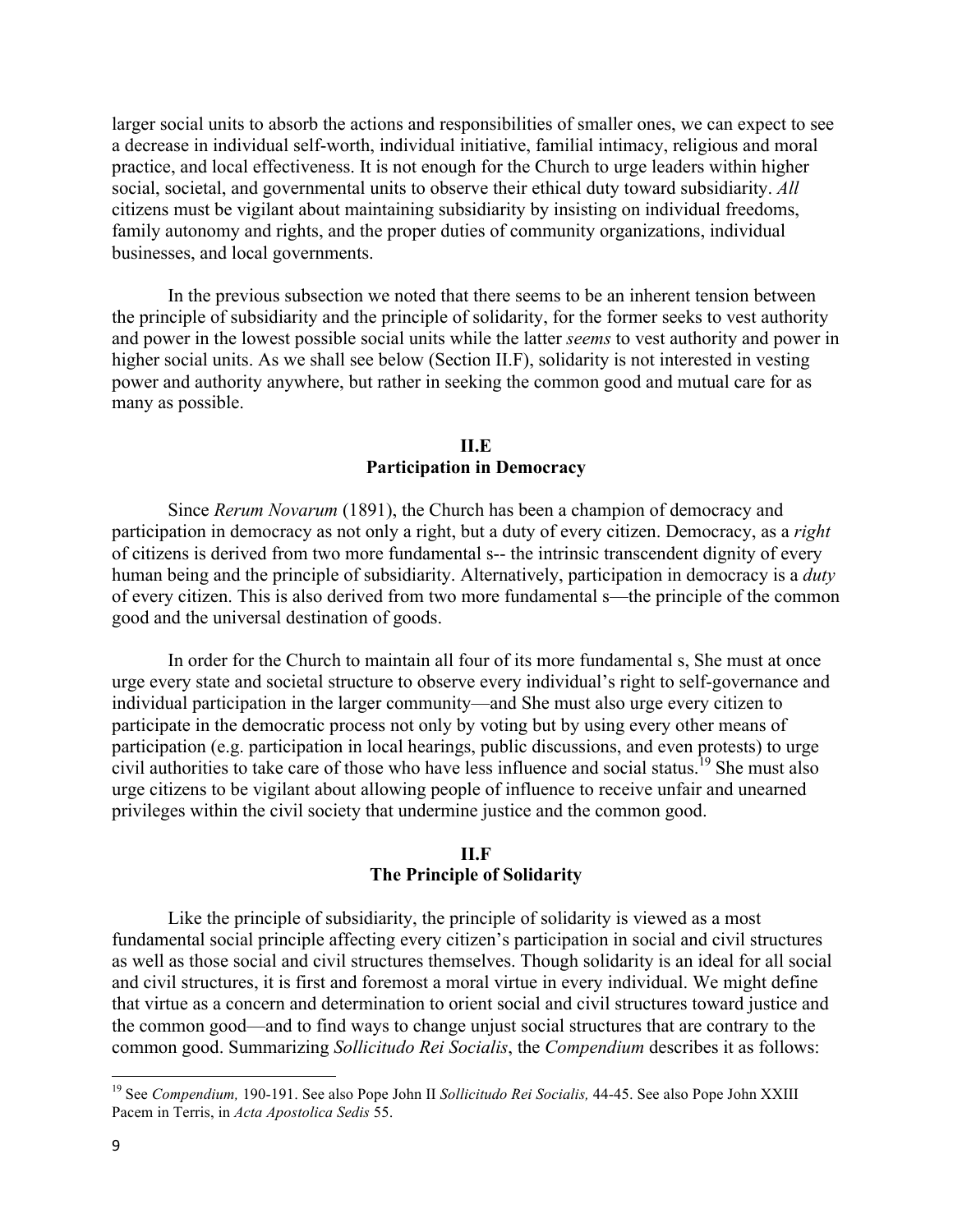larger social units to absorb the actions and responsibilities of smaller ones, we can expect to see a decrease in individual self-worth, individual initiative, familial intimacy, religious and moral practice, and local effectiveness. It is not enough for the Church to urge leaders within higher social, societal, and governmental units to observe their ethical duty toward subsidiarity. *All* citizens must be vigilant about maintaining subsidiarity by insisting on individual freedoms, family autonomy and rights, and the proper duties of community organizations, individual businesses, and local governments.

In the previous subsection we noted that there seems to be an inherent tension between the principle of subsidiarity and the principle of solidarity, for the former seeks to vest authority and power in the lowest possible social units while the latter *seems* to vest authority and power in higher social units. As we shall see below (Section II.F), solidarity is not interested in vesting power and authority anywhere, but rather in seeking the common good and mutual care for as many as possible.

## II.E
## Participation in Democracy

Since *Rerum Novarum* (1891), the Church has been a champion of democracy and participation in democracy as not only a right, but a duty of every citizen. Democracy, as a *right* of citizens is derived from two more fundamental s-- the intrinsic transcendent dignity of every human being and the principle of subsidiarity. Alternatively, participation in democracy is a *duty* of every citizen. This is also derived from two more fundamental s—the principle of the common good and the universal destination of goods.

In order for the Church to maintain all four of its more fundamental s, She must at once urge every state and societal structure to observe every individual's right to self-governance and individual participation in the larger community—and She must also urge every citizen to participate in the democratic process not only by voting but by using every other means of participation (e.g. participation in local hearings, public discussions, and even protests) to urge civil authorities to take care of those who have less influence and social status.[19] She must also urge citizens to be vigilant about allowing people of influence to receive unfair and unearned privileges within the civil society that undermine justice and the common good.

## II.F
## The Principle of Solidarity

Like the principle of subsidiarity, the principle of solidarity is viewed as a most fundamental social principle affecting every citizen's participation in social and civil structures as well as those social and civil structures themselves. Though solidarity is an ideal for all social and civil structures, it is first and foremost a moral virtue in every individual. We might define that virtue as a concern and determination to orient social and civil structures toward justice and the common good—and to find ways to change unjust social structures that are contrary to the common good. Summarizing *Sollicitudo Rei Socialis*, the *Compendium* describes it as follows:

---

[19] See *Compendium,* 190-191. See also Pope John II *Sollicitudo Rei Socialis,* 44-45. See also Pope John XXIII Pacem in Terris, in *Acta Apostolica Sedis* 55.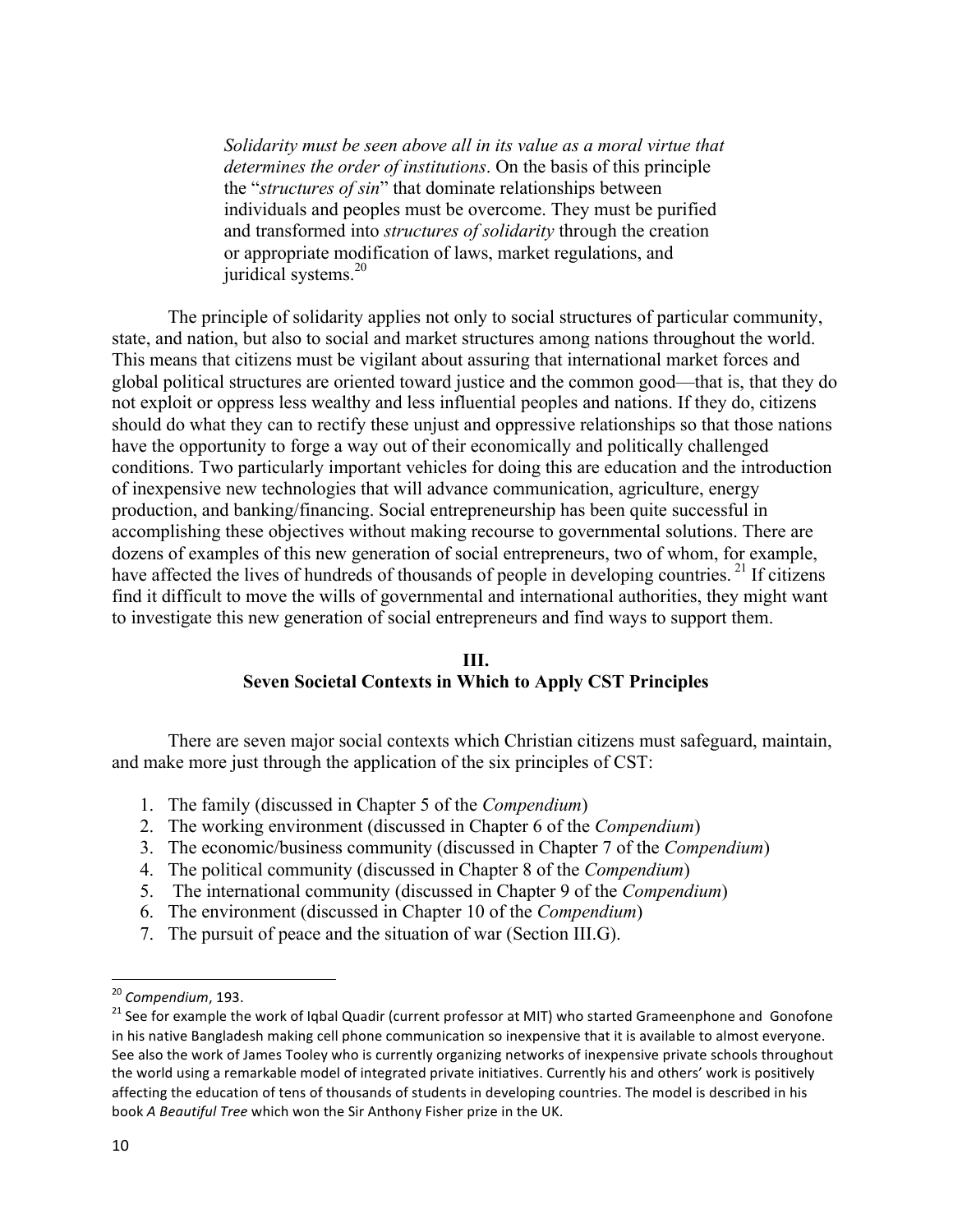> *Solidarity must be seen above all in its value as a moral virtue that determines the order of institutions*. On the basis of this principle the "*structures of sin*" that dominate relationships between individuals and peoples must be overcome. They must be purified and transformed into *structures of solidarity* through the creation or appropriate modification of laws, market regulations, and juridical systems.[20]

The principle of solidarity applies not only to social structures of particular community, state, and nation, but also to social and market structures among nations throughout the world. This means that citizens must be vigilant about assuring that international market forces and global political structures are oriented toward justice and the common good—that is, that they do not exploit or oppress less wealthy and less influential peoples and nations. If they do, citizens should do what they can to rectify these unjust and oppressive relationships so that those nations have the opportunity to forge a way out of their economically and politically challenged conditions. Two particularly important vehicles for doing this are education and the introduction of inexpensive new technologies that will advance communication, agriculture, energy production, and banking/financing. Social entrepreneurship has been quite successful in accomplishing these objectives without making recourse to governmental solutions. There are dozens of examples of this new generation of social entrepreneurs, two of whom, for example, have affected the lives of hundreds of thousands of people in developing countries.[21] If citizens find it difficult to move the wills of governmental and international authorities, they might want to investigate this new generation of social entrepreneurs and find ways to support them.

## III.
## Seven Societal Contexts in Which to Apply CST Principles

There are seven major social contexts which Christian citizens must safeguard, maintain, and make more just through the application of the six principles of CST:

1. The family (discussed in Chapter 5 of the *Compendium*)
2. The working environment (discussed in Chapter 6 of the *Compendium*)
3. The economic/business community (discussed in Chapter 7 of the *Compendium*)
4. The political community (discussed in Chapter 8 of the *Compendium*)
5. The international community (discussed in Chapter 9 of the *Compendium*)
6. The environment (discussed in Chapter 10 of the *Compendium*)
7. The pursuit of peace and the situation of war (Section III.G).

---

[20] *Compendium*, 193.

[21] See for example the work of Iqbal Quadir (current professor at MIT) who started Grameenphone and Gonofone in his native Bangladesh making cell phone communication so inexpensive that it is available to almost everyone. See also the work of James Tooley who is currently organizing networks of inexpensive private schools throughout the world using a remarkable model of integrated private initiatives. Currently his and others' work is positively affecting the education of tens of thousands of students in developing countries. The model is described in his book *A Beautiful Tree* which won the Sir Anthony Fisher prize in the UK.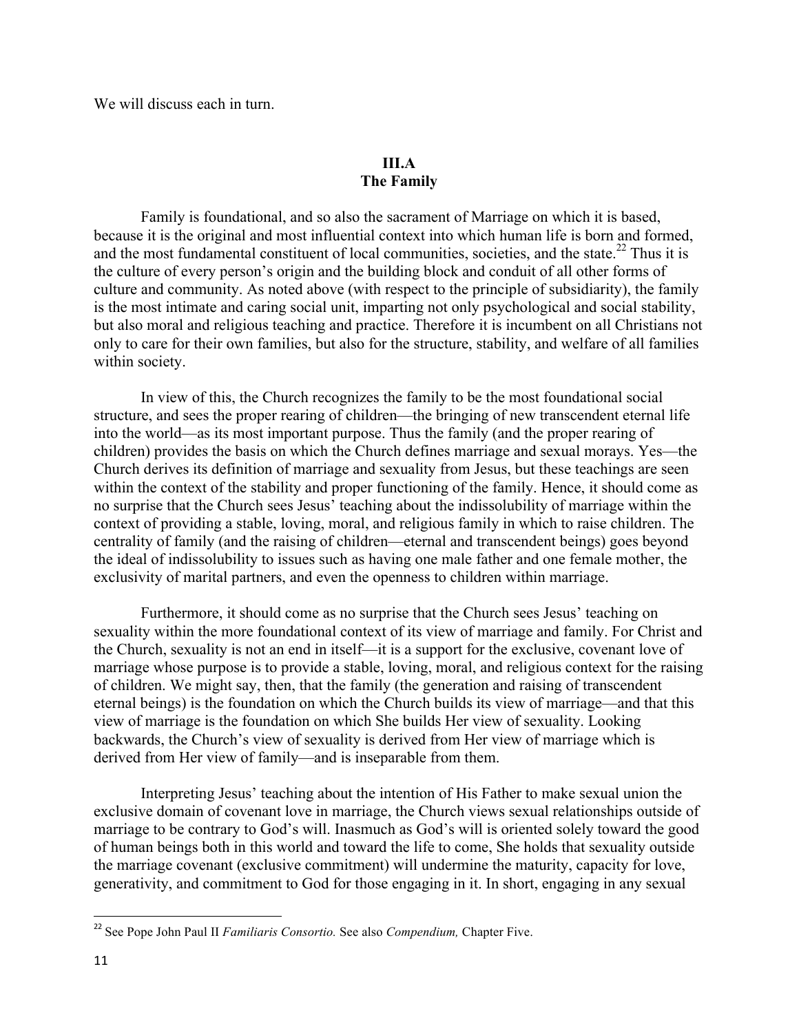We will discuss each in turn.

## III.A
## The Family

Family is foundational, and so also the sacrament of Marriage on which it is based, because it is the original and most influential context into which human life is born and formed, and the most fundamental constituent of local communities, societies, and the state.[22] Thus it is the culture of every person's origin and the building block and conduit of all other forms of culture and community. As noted above (with respect to the principle of subsidiarity), the family is the most intimate and caring social unit, imparting not only psychological and social stability, but also moral and religious teaching and practice. Therefore it is incumbent on all Christians not only to care for their own families, but also for the structure, stability, and welfare of all families within society.

In view of this, the Church recognizes the family to be the most foundational social structure, and sees the proper rearing of children—the bringing of new transcendent eternal life into the world—as its most important purpose. Thus the family (and the proper rearing of children) provides the basis on which the Church defines marriage and sexual morays. Yes—the Church derives its definition of marriage and sexuality from Jesus, but these teachings are seen within the context of the stability and proper functioning of the family. Hence, it should come as no surprise that the Church sees Jesus' teaching about the indissolubility of marriage within the context of providing a stable, loving, moral, and religious family in which to raise children. The centrality of family (and the raising of children—eternal and transcendent beings) goes beyond the ideal of indissolubility to issues such as having one male father and one female mother, the exclusivity of marital partners, and even the openness to children within marriage.

Furthermore, it should come as no surprise that the Church sees Jesus' teaching on sexuality within the more foundational context of its view of marriage and family. For Christ and the Church, sexuality is not an end in itself—it is a support for the exclusive, covenant love of marriage whose purpose is to provide a stable, loving, moral, and religious context for the raising of children. We might say, then, that the family (the generation and raising of transcendent eternal beings) is the foundation on which the Church builds its view of marriage—and that this view of marriage is the foundation on which She builds Her view of sexuality. Looking backwards, the Church's view of sexuality is derived from Her view of marriage which is derived from Her view of family—and is inseparable from them.

Interpreting Jesus' teaching about the intention of His Father to make sexual union the exclusive domain of covenant love in marriage, the Church views sexual relationships outside of marriage to be contrary to God's will. Inasmuch as God's will is oriented solely toward the good of human beings both in this world and toward the life to come, She holds that sexuality outside the marriage covenant (exclusive commitment) will undermine the maturity, capacity for love, generativity, and commitment to God for those engaging in it. In short, engaging in any sexual

---

[22] See Pope John Paul II *Familiaris Consortio.* See also *Compendium,* Chapter Five.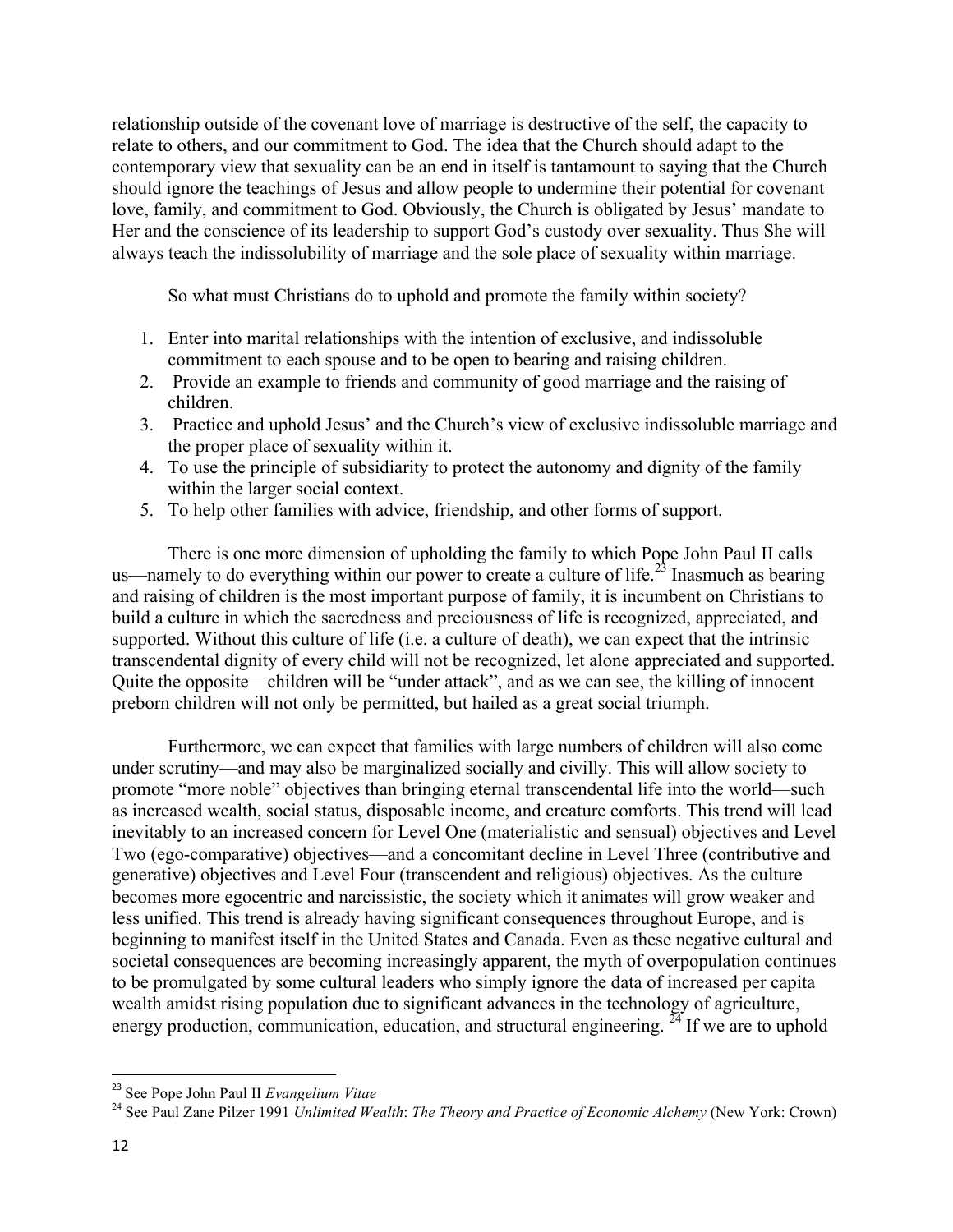relationship outside of the covenant love of marriage is destructive of the self, the capacity to relate to others, and our commitment to God. The idea that the Church should adapt to the contemporary view that sexuality can be an end in itself is tantamount to saying that the Church should ignore the teachings of Jesus and allow people to undermine their potential for covenant love, family, and commitment to God. Obviously, the Church is obligated by Jesus' mandate to Her and the conscience of its leadership to support God's custody over sexuality. Thus She will always teach the indissolubility of marriage and the sole place of sexuality within marriage.

So what must Christians do to uphold and promote the family within society?

1. Enter into marital relationships with the intention of exclusive, and indissoluble commitment to each spouse and to be open to bearing and raising children.
2. Provide an example to friends and community of good marriage and the raising of children.
3. Practice and uphold Jesus' and the Church's view of exclusive indissoluble marriage and the proper place of sexuality within it.
4. To use the principle of subsidiarity to protect the autonomy and dignity of the family within the larger social context.
5. To help other families with advice, friendship, and other forms of support.

There is one more dimension of upholding the family to which Pope John Paul II calls us—namely to do everything within our power to create a culture of life.[23] Inasmuch as bearing and raising of children is the most important purpose of family, it is incumbent on Christians to build a culture in which the sacredness and preciousness of life is recognized, appreciated, and supported. Without this culture of life (i.e. a culture of death), we can expect that the intrinsic transcendental dignity of every child will not be recognized, let alone appreciated and supported. Quite the opposite—children will be "under attack", and as we can see, the killing of innocent preborn children will not only be permitted, but hailed as a great social triumph.

Furthermore, we can expect that families with large numbers of children will also come under scrutiny—and may also be marginalized socially and civilly. This will allow society to promote "more noble" objectives than bringing eternal transcendental life into the world—such as increased wealth, social status, disposable income, and creature comforts. This trend will lead inevitably to an increased concern for Level One (materialistic and sensual) objectives and Level Two (ego-comparative) objectives—and a concomitant decline in Level Three (contributive and generative) objectives and Level Four (transcendent and religious) objectives. As the culture becomes more egocentric and narcissistic, the society which it animates will grow weaker and less unified. This trend is already having significant consequences throughout Europe, and is beginning to manifest itself in the United States and Canada. Even as these negative cultural and societal consequences are becoming increasingly apparent, the myth of overpopulation continues to be promulgated by some cultural leaders who simply ignore the data of increased per capita wealth amidst rising population due to significant advances in the technology of agriculture, energy production, communication, education, and structural engineering. [24] If we are to uphold

[23] See Pope John Paul II *Evangelium Vitae*

[24] See Paul Zane Pilzer 1991 *Unlimited Wealth*: *The Theory and Practice of Economic Alchemy* (New York: Crown)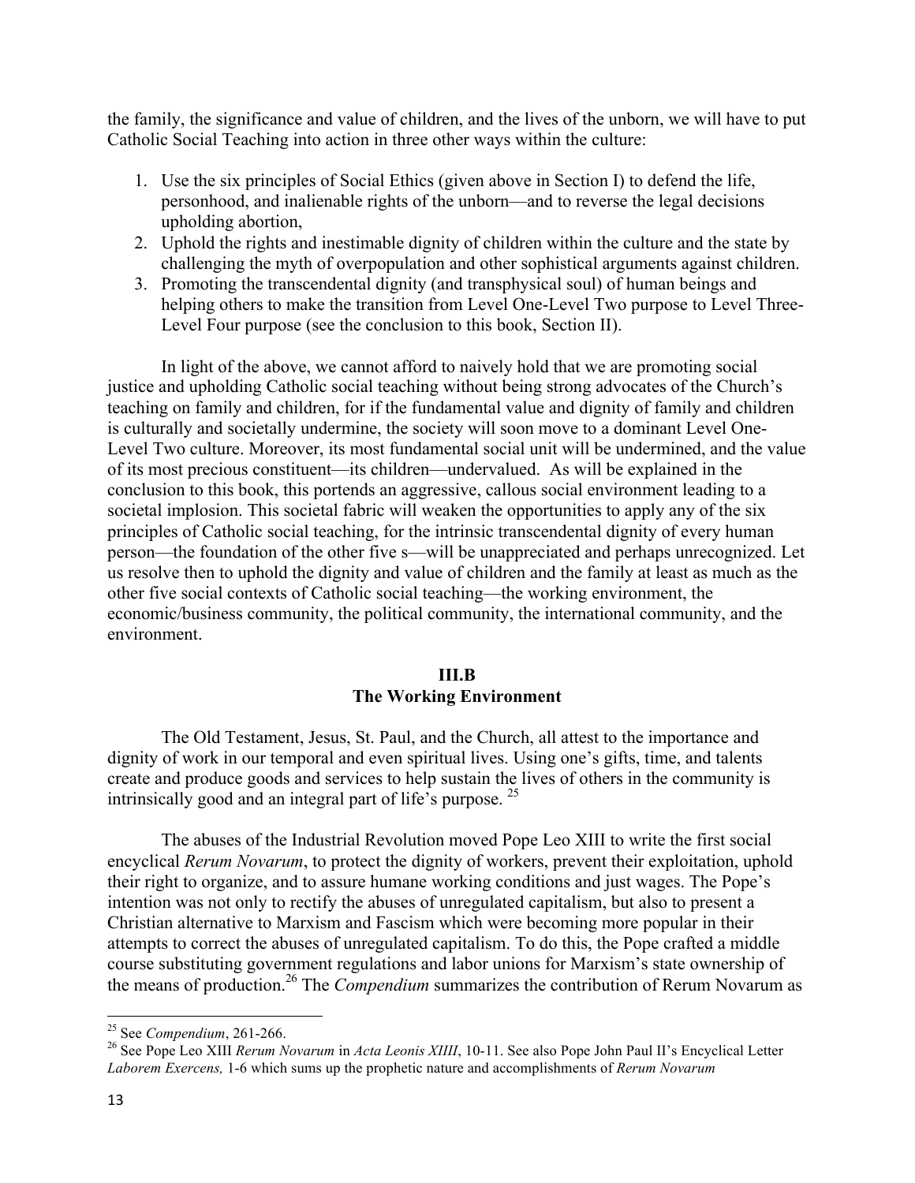the family, the significance and value of children, and the lives of the unborn, we will have to put Catholic Social Teaching into action in three other ways within the culture:

1. Use the six principles of Social Ethics (given above in Section I) to defend the life, personhood, and inalienable rights of the unborn—and to reverse the legal decisions upholding abortion,
2. Uphold the rights and inestimable dignity of children within the culture and the state by challenging the myth of overpopulation and other sophistical arguments against children.
3. Promoting the transcendental dignity (and transphysical soul) of human beings and helping others to make the transition from Level One-Level Two purpose to Level Three-Level Four purpose (see the conclusion to this book, Section II).

In light of the above, we cannot afford to naively hold that we are promoting social justice and upholding Catholic social teaching without being strong advocates of the Church's teaching on family and children, for if the fundamental value and dignity of family and children is culturally and societally undermine, the society will soon move to a dominant Level One-Level Two culture. Moreover, its most fundamental social unit will be undermined, and the value of its most precious constituent—its children—undervalued. As will be explained in the conclusion to this book, this portends an aggressive, callous social environment leading to a societal implosion. This societal fabric will weaken the opportunities to apply any of the six principles of Catholic social teaching, for the intrinsic transcendental dignity of every human person—the foundation of the other five s—will be unappreciated and perhaps unrecognized. Let us resolve then to uphold the dignity and value of children and the family at least as much as the other five social contexts of Catholic social teaching—the working environment, the economic/business community, the political community, the international community, and the environment.

## III.B
## The Working Environment

The Old Testament, Jesus, St. Paul, and the Church, all attest to the importance and dignity of work in our temporal and even spiritual lives. Using one's gifts, time, and talents create and produce goods and services to help sustain the lives of others in the community is intrinsically good and an integral part of life's purpose. [25]

The abuses of the Industrial Revolution moved Pope Leo XIII to write the first social encyclical *Rerum Novarum*, to protect the dignity of workers, prevent their exploitation, uphold their right to organize, and to assure humane working conditions and just wages. The Pope's intention was not only to rectify the abuses of unregulated capitalism, but also to present a Christian alternative to Marxism and Fascism which were becoming more popular in their attempts to correct the abuses of unregulated capitalism. To do this, the Pope crafted a middle course substituting government regulations and labor unions for Marxism's state ownership of the means of production.[26] The *Compendium* summarizes the contribution of Rerum Novarum as

---

[25] See *Compendium*, 261-266.

[26] See Pope Leo XIII *Rerum Novarum* in *Acta Leonis XIIII*, 10-11. See also Pope John Paul II's Encyclical Letter *Laborem Exercens,* 1-6 which sums up the prophetic nature and accomplishments of *Rerum Novarum*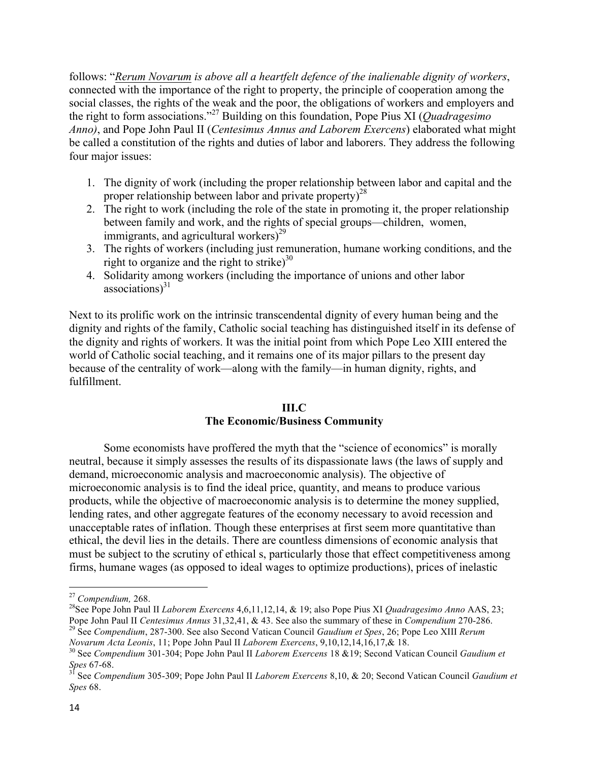follows: "*Rerum Novarum is above all a heartfelt defence of the inalienable dignity of workers*, connected with the importance of the right to property, the principle of cooperation among the social classes, the rights of the weak and the poor, the obligations of workers and employers and the right to form associations."[27] Building on this foundation, Pope Pius XI (*Quadragesimo Anno)*, and Pope John Paul II (*Centesimus Annus and Laborem Exercens*) elaborated what might be called a constitution of the rights and duties of labor and laborers. They address the following four major issues:

1. The dignity of work (including the proper relationship between labor and capital and the proper relationship between labor and private property)[28]
2. The right to work (including the role of the state in promoting it, the proper relationship between family and work, and the rights of special groups—children, women, immigrants, and agricultural workers)[29]
3. The rights of workers (including just remuneration, humane working conditions, and the right to organize and the right to strike)[30]
4. Solidarity among workers (including the importance of unions and other labor associations)[31]

Next to its prolific work on the intrinsic transcendental dignity of every human being and the dignity and rights of the family, Catholic social teaching has distinguished itself in its defense of the dignity and rights of workers. It was the initial point from which Pope Leo XIII entered the world of Catholic social teaching, and it remains one of its major pillars to the present day because of the centrality of work—along with the family—in human dignity, rights, and fulfillment.

## III.C
## The Economic/Business Community

Some economists have proffered the myth that the "science of economics" is morally neutral, because it simply assesses the results of its dispassionate laws (the laws of supply and demand, microeconomic analysis and macroeconomic analysis). The objective of microeconomic analysis is to find the ideal price, quantity, and means to produce various products, while the objective of macroeconomic analysis is to determine the money supplied, lending rates, and other aggregate features of the economy necessary to avoid recession and unacceptable rates of inflation. Though these enterprises at first seem more quantitative than ethical, the devil lies in the details. There are countless dimensions of economic analysis that must be subject to the scrutiny of ethical s, particularly those that effect competitiveness among firms, humane wages (as opposed to ideal wages to optimize productions), prices of inelastic

---

[27] *Compendium,* 268.

[28] See Pope John Paul II *Laborem Exercens* 4,6,11,12,14, & 19; also Pope Pius XI *Quadragesimo Anno* AAS, 23; Pope John Paul II *Centesimus Annus* 31,32,41, & 43. See also the summary of these in *Compendium* 270-286.

[29] See *Compendium*, 287-300. See also Second Vatican Council *Gaudium et Spes*, 26; Pope Leo XIII *Rerum Novarum Acta Leonis*, 11; Pope John Paul II *Laborem Exercens*, 9,10,12,14,16,17,& 18.

[30] See *Compendium* 301-304; Pope John Paul II *Laborem Exercens* 18 &19; Second Vatican Council *Gaudium et Spes* 67-68.

[31] See *Compendium* 305-309; Pope John Paul II *Laborem Exercens* 8,10, & 20; Second Vatican Council *Gaudium et Spes* 68.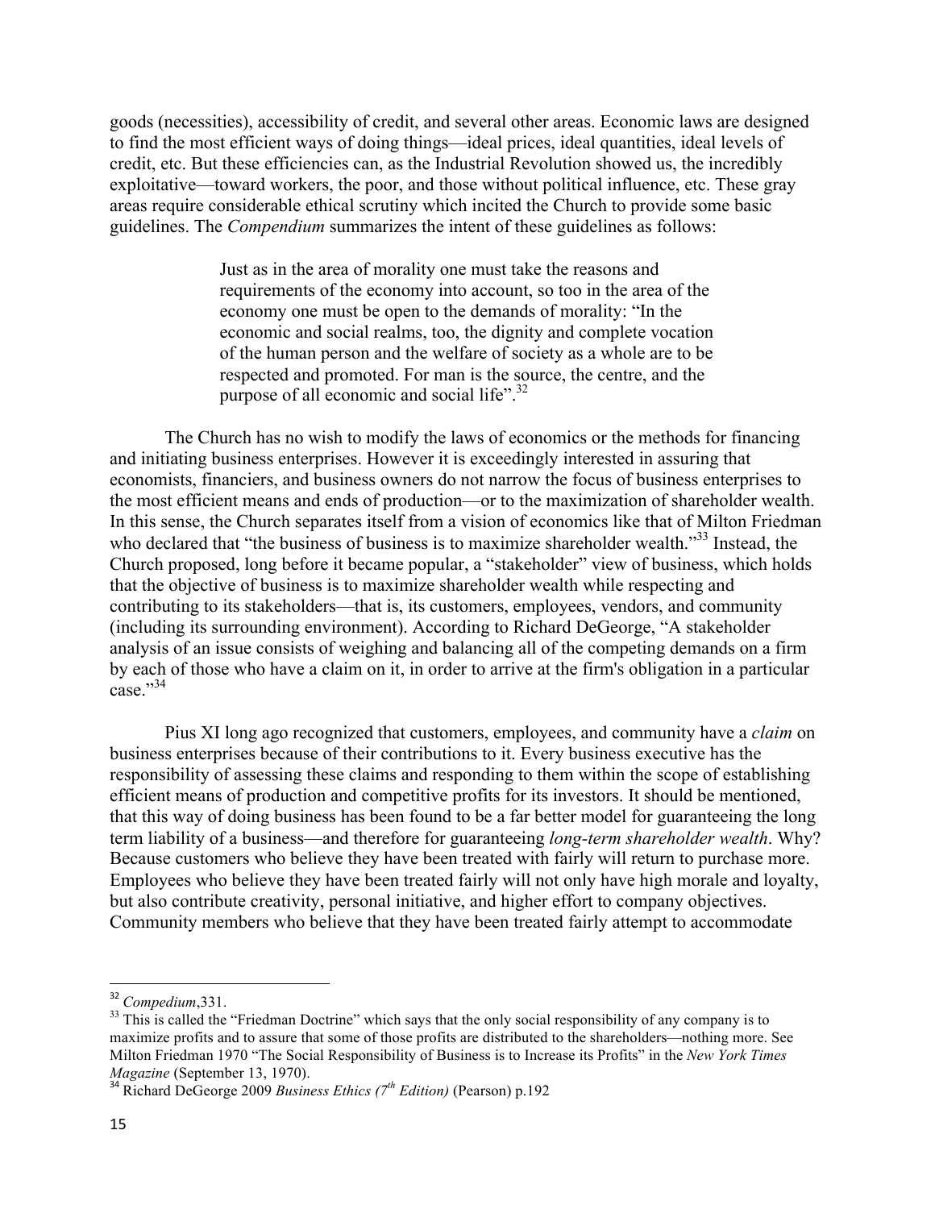goods (necessities), accessibility of credit, and several other areas. Economic laws are designed to find the most efficient ways of doing things—ideal prices, ideal quantities, ideal levels of credit, etc. But these efficiencies can, as the Industrial Revolution showed us, the incredibly exploitative—toward workers, the poor, and those without political influence, etc. These gray areas require considerable ethical scrutiny which incited the Church to provide some basic guidelines. The *Compendium* summarizes the intent of these guidelines as follows:

> Just as in the area of morality one must take the reasons and requirements of the economy into account, so too in the area of the economy one must be open to the demands of morality: "In the economic and social realms, too, the dignity and complete vocation of the human person and the welfare of society as a whole are to be respected and promoted. For man is the source, the centre, and the purpose of all economic and social life".[32]

The Church has no wish to modify the laws of economics or the methods for financing and initiating business enterprises. However it is exceedingly interested in assuring that economists, financiers, and business owners do not narrow the focus of business enterprises to the most efficient means and ends of production—or to the maximization of shareholder wealth. In this sense, the Church separates itself from a vision of economics like that of Milton Friedman who declared that "the business of business is to maximize shareholder wealth."[33] Instead, the Church proposed, long before it became popular, a "stakeholder" view of business, which holds that the objective of business is to maximize shareholder wealth while respecting and contributing to its stakeholders—that is, its customers, employees, vendors, and community (including its surrounding environment). According to Richard DeGeorge, "A stakeholder analysis of an issue consists of weighing and balancing all of the competing demands on a firm by each of those who have a claim on it, in order to arrive at the firm's obligation in a particular case."[34]

Pius XI long ago recognized that customers, employees, and community have a *claim* on business enterprises because of their contributions to it. Every business executive has the responsibility of assessing these claims and responding to them within the scope of establishing efficient means of production and competitive profits for its investors. It should be mentioned, that this way of doing business has been found to be a far better model for guaranteeing the long term liability of a business—and therefore for guaranteeing *long-term shareholder wealth*. Why? Because customers who believe they have been treated with fairly will return to purchase more. Employees who believe they have been treated fairly will not only have high morale and loyalty, but also contribute creativity, personal initiative, and higher effort to company objectives. Community members who believe that they have been treated fairly attempt to accommodate

---

[32] *Compedium*,331.

[33] This is called the "Friedman Doctrine" which says that the only social responsibility of any company is to maximize profits and to assure that some of those profits are distributed to the shareholders—nothing more. See Milton Friedman 1970 "The Social Responsibility of Business is to Increase its Profits" in the *New York Times Magazine* (September 13, 1970).

[34] Richard DeGeorge 2009 *Business Ethics (7th Edition)* (Pearson) p.192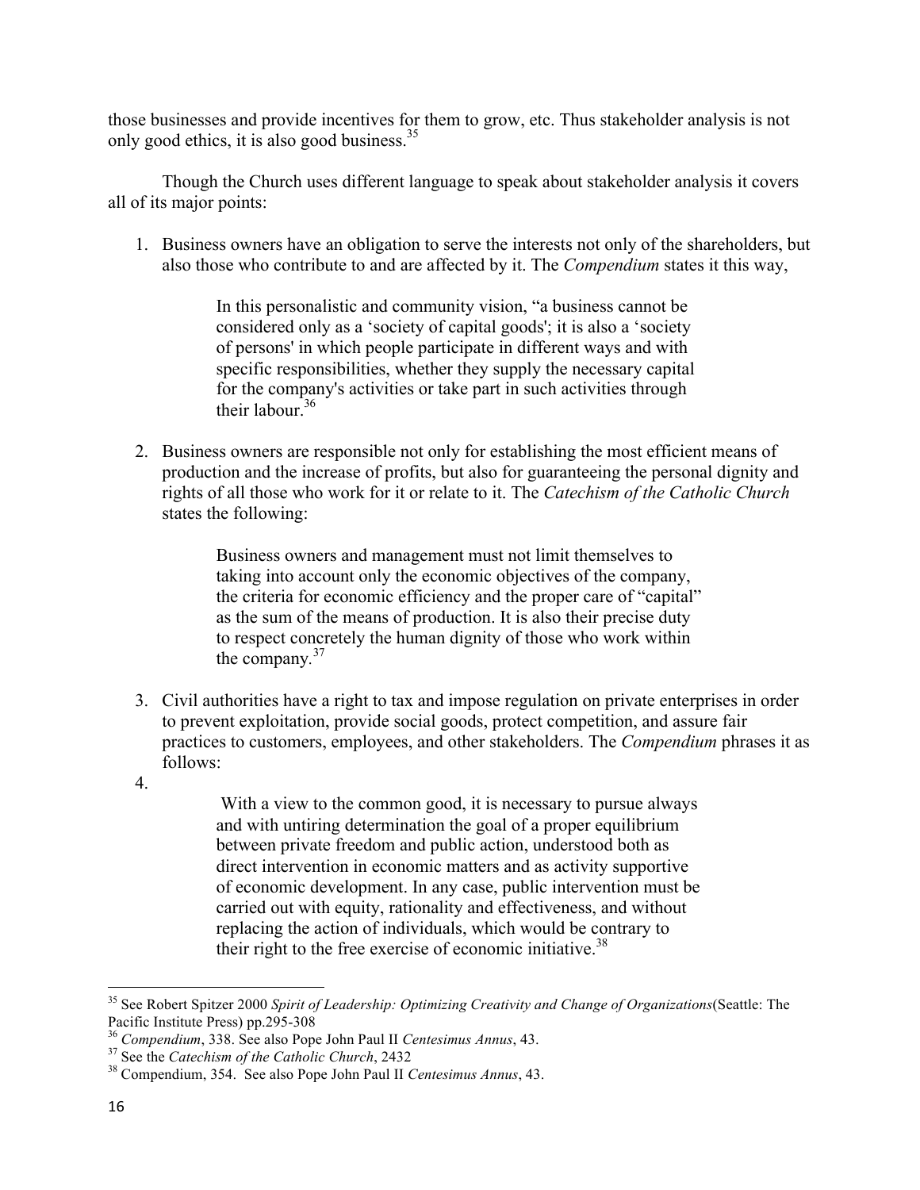those businesses and provide incentives for them to grow, etc. Thus stakeholder analysis is not only good ethics, it is also good business.[35]

Though the Church uses different language to speak about stakeholder analysis it covers all of its major points:

1. Business owners have an obligation to serve the interests not only of the shareholders, but also those who contribute to and are affected by it. The *Compendium* states it this way,

   > In this personalistic and community vision, "a business cannot be considered only as a 'society of capital goods'; it is also a 'society of persons' in which people participate in different ways and with specific responsibilities, whether they supply the necessary capital for the company's activities or take part in such activities through their labour.[36]

2. Business owners are responsible not only for establishing the most efficient means of production and the increase of profits, but also for guaranteeing the personal dignity and rights of all those who work for it or relate to it. The *Catechism of the Catholic Church* states the following:

   > Business owners and management must not limit themselves to taking into account only the economic objectives of the company, the criteria for economic efficiency and the proper care of "capital" as the sum of the means of production. It is also their precise duty to respect concretely the human dignity of those who work within the company.[37]

3. Civil authorities have a right to tax and impose regulation on private enterprises in order to prevent exploitation, provide social goods, protect competition, and assure fair practices to customers, employees, and other stakeholders. The *Compendium* phrases it as follows:

4. 

   > With a view to the common good, it is necessary to pursue always and with untiring determination the goal of a proper equilibrium between private freedom and public action, understood both as direct intervention in economic matters and as activity supportive of economic development. In any case, public intervention must be carried out with equity, rationality and effectiveness, and without replacing the action of individuals, which would be contrary to their right to the free exercise of economic initiative.[38]

---

[35] See Robert Spitzer 2000 *Spirit of Leadership: Optimizing Creativity and Change of Organizations*(Seattle: The Pacific Institute Press) pp.295-308

[36] *Compendium*, 338. See also Pope John Paul II *Centesimus Annus*, 43.

[37] See the *Catechism of the Catholic Church*, 2432

[38] Compendium, 354. See also Pope John Paul II *Centesimus Annus*, 43.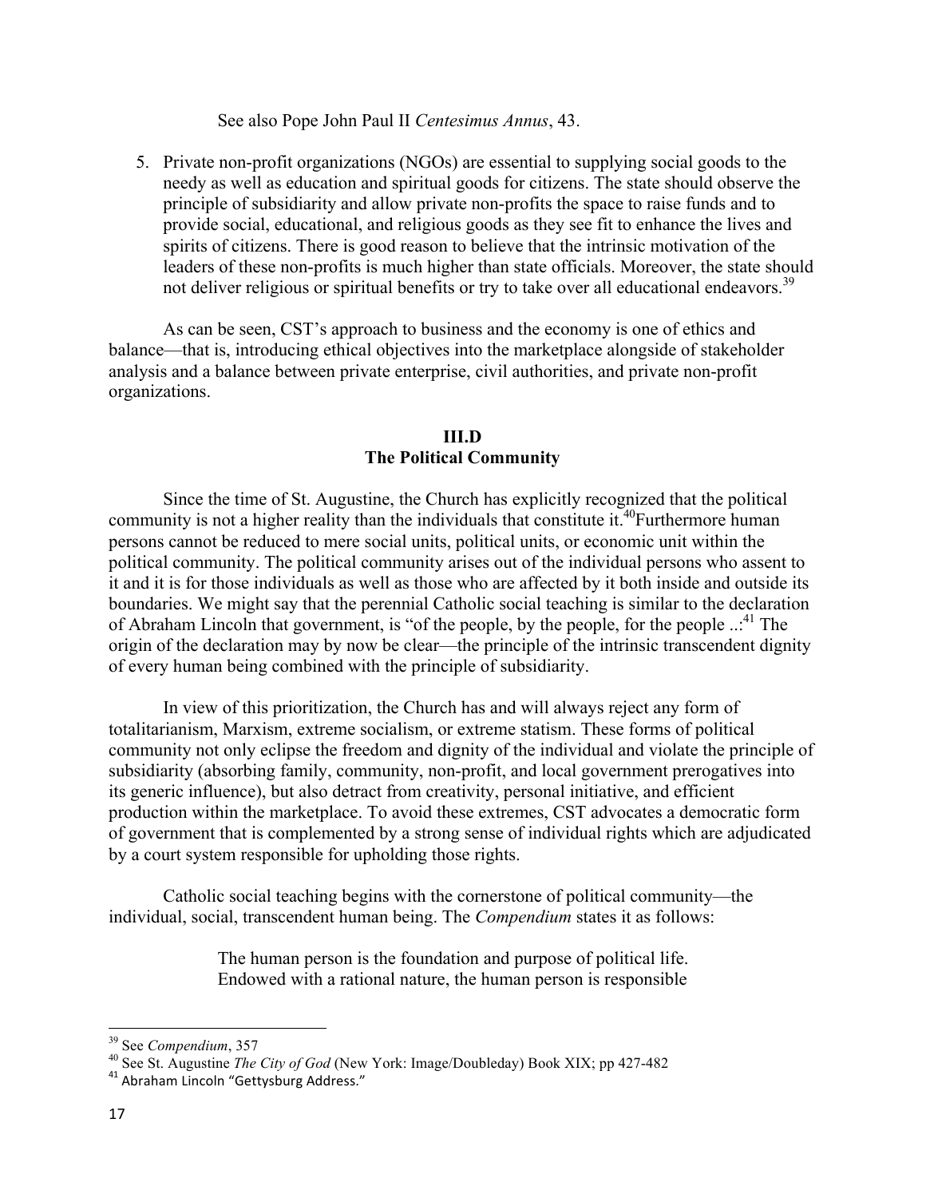See also Pope John Paul II *Centesimus Annus*, 43.

5. Private non-profit organizations (NGOs) are essential to supplying social goods to the needy as well as education and spiritual goods for citizens. The state should observe the principle of subsidiarity and allow private non-profits the space to raise funds and to provide social, educational, and religious goods as they see fit to enhance the lives and spirits of citizens. There is good reason to believe that the intrinsic motivation of the leaders of these non-profits is much higher than state officials. Moreover, the state should not deliver religious or spiritual benefits or try to take over all educational endeavors.[39]

As can be seen, CST's approach to business and the economy is one of ethics and balance—that is, introducing ethical objectives into the marketplace alongside of stakeholder analysis and a balance between private enterprise, civil authorities, and private non-profit organizations.

## III.D
## The Political Community

Since the time of St. Augustine, the Church has explicitly recognized that the political community is not a higher reality than the individuals that constitute it.[40]Furthermore human persons cannot be reduced to mere social units, political units, or economic unit within the political community. The political community arises out of the individual persons who assent to it and it is for those individuals as well as those who are affected by it both inside and outside its boundaries. We might say that the perennial Catholic social teaching is similar to the declaration of Abraham Lincoln that government, is "of the people, by the people, for the people ..:[41] The origin of the declaration may by now be clear—the principle of the intrinsic transcendent dignity of every human being combined with the principle of subsidiarity.

In view of this prioritization, the Church has and will always reject any form of totalitarianism, Marxism, extreme socialism, or extreme statism. These forms of political community not only eclipse the freedom and dignity of the individual and violate the principle of subsidiarity (absorbing family, community, non-profit, and local government prerogatives into its generic influence), but also detract from creativity, personal initiative, and efficient production within the marketplace. To avoid these extremes, CST advocates a democratic form of government that is complemented by a strong sense of individual rights which are adjudicated by a court system responsible for upholding those rights.

Catholic social teaching begins with the cornerstone of political community—the individual, social, transcendent human being. The *Compendium* states it as follows:

> The human person is the foundation and purpose of political life. Endowed with a rational nature, the human person is responsible

---

[39] See *Compendium*, 357

[40] See St. Augustine *The City of God* (New York: Image/Doubleday) Book XIX; pp 427-482

[41] Abraham Lincoln "Gettysburg Address."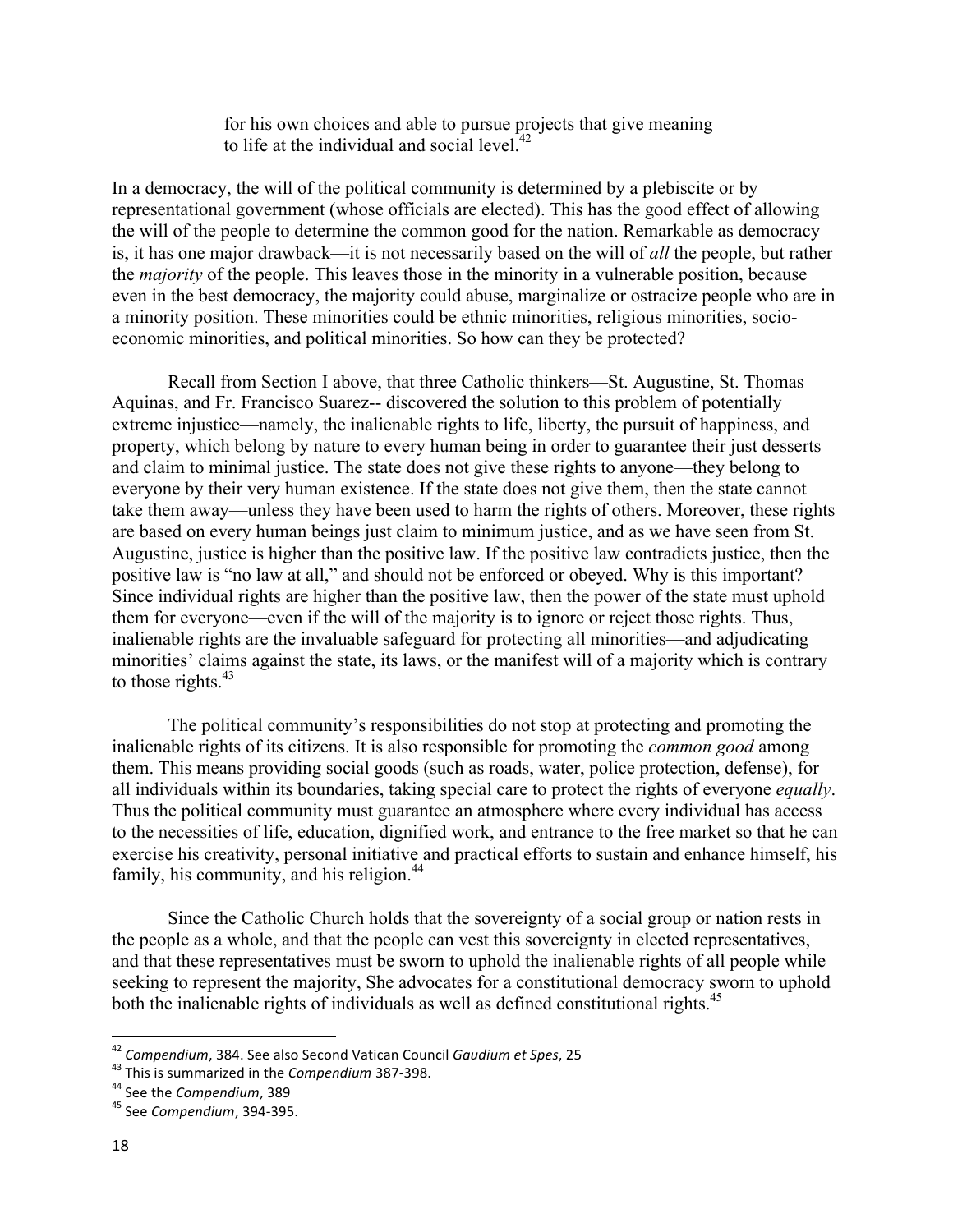> for his own choices and able to pursue projects that give meaning to life at the individual and social level.[42]

In a democracy, the will of the political community is determined by a plebiscite or by representational government (whose officials are elected). This has the good effect of allowing the will of the people to determine the common good for the nation. Remarkable as democracy is, it has one major drawback—it is not necessarily based on the will of *all* the people, but rather the *majority* of the people. This leaves those in the minority in a vulnerable position, because even in the best democracy, the majority could abuse, marginalize or ostracize people who are in a minority position. These minorities could be ethnic minorities, religious minorities, socio-economic minorities, and political minorities. So how can they be protected?

Recall from Section I above, that three Catholic thinkers—St. Augustine, St. Thomas Aquinas, and Fr. Francisco Suarez-- discovered the solution to this problem of potentially extreme injustice—namely, the inalienable rights to life, liberty, the pursuit of happiness, and property, which belong by nature to every human being in order to guarantee their just desserts and claim to minimal justice. The state does not give these rights to anyone—they belong to everyone by their very human existence. If the state does not give them, then the state cannot take them away—unless they have been used to harm the rights of others. Moreover, these rights are based on every human beings just claim to minimum justice, and as we have seen from St. Augustine, justice is higher than the positive law. If the positive law contradicts justice, then the positive law is "no law at all," and should not be enforced or obeyed. Why is this important? Since individual rights are higher than the positive law, then the power of the state must uphold them for everyone—even if the will of the majority is to ignore or reject those rights. Thus, inalienable rights are the invaluable safeguard for protecting all minorities—and adjudicating minorities' claims against the state, its laws, or the manifest will of a majority which is contrary to those rights.[43]

The political community's responsibilities do not stop at protecting and promoting the inalienable rights of its citizens. It is also responsible for promoting the *common good* among them. This means providing social goods (such as roads, water, police protection, defense), for all individuals within its boundaries, taking special care to protect the rights of everyone *equally*. Thus the political community must guarantee an atmosphere where every individual has access to the necessities of life, education, dignified work, and entrance to the free market so that he can exercise his creativity, personal initiative and practical efforts to sustain and enhance himself, his family, his community, and his religion.[44]

Since the Catholic Church holds that the sovereignty of a social group or nation rests in the people as a whole, and that the people can vest this sovereignty in elected representatives, and that these representatives must be sworn to uphold the inalienable rights of all people while seeking to represent the majority, She advocates for a constitutional democracy sworn to uphold both the inalienable rights of individuals as well as defined constitutional rights.[45]

---

[42] *Compendium*, 384. See also Second Vatican Council *Gaudium et Spes*, 25

[43] This is summarized in the *Compendium* 387-398.

[44] See the *Compendium*, 389

[45] See *Compendium*, 394-395.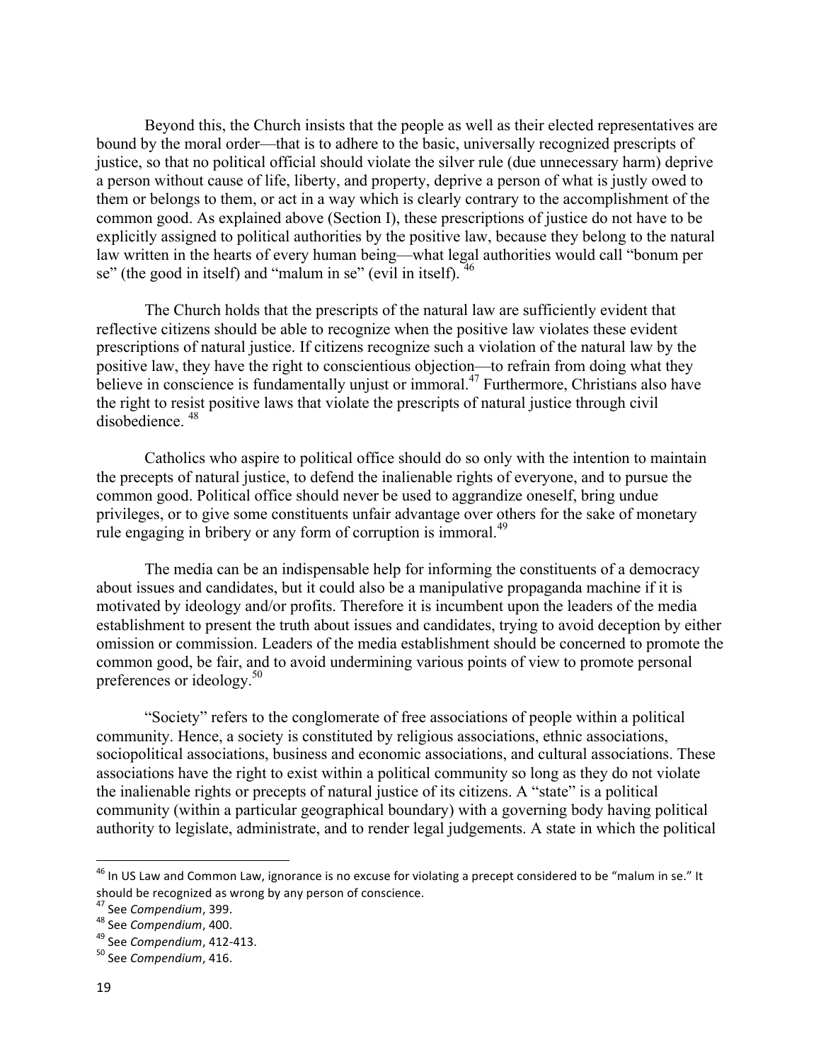Beyond this, the Church insists that the people as well as their elected representatives are bound by the moral order—that is to adhere to the basic, universally recognized prescripts of justice, so that no political official should violate the silver rule (due unnecessary harm) deprive a person without cause of life, liberty, and property, deprive a person of what is justly owed to them or belongs to them, or act in a way which is clearly contrary to the accomplishment of the common good. As explained above (Section I), these prescriptions of justice do not have to be explicitly assigned to political authorities by the positive law, because they belong to the natural law written in the hearts of every human being—what legal authorities would call "bonum per se" (the good in itself) and "malum in se" (evil in itself). [46]

The Church holds that the prescripts of the natural law are sufficiently evident that reflective citizens should be able to recognize when the positive law violates these evident prescriptions of natural justice. If citizens recognize such a violation of the natural law by the positive law, they have the right to conscientious objection—to refrain from doing what they believe in conscience is fundamentally unjust or immoral.[47] Furthermore, Christians also have the right to resist positive laws that violate the prescripts of natural justice through civil disobedience. [48]

Catholics who aspire to political office should do so only with the intention to maintain the precepts of natural justice, to defend the inalienable rights of everyone, and to pursue the common good. Political office should never be used to aggrandize oneself, bring undue privileges, or to give some constituents unfair advantage over others for the sake of monetary rule engaging in bribery or any form of corruption is immoral.[49]

The media can be an indispensable help for informing the constituents of a democracy about issues and candidates, but it could also be a manipulative propaganda machine if it is motivated by ideology and/or profits. Therefore it is incumbent upon the leaders of the media establishment to present the truth about issues and candidates, trying to avoid deception by either omission or commission. Leaders of the media establishment should be concerned to promote the common good, be fair, and to avoid undermining various points of view to promote personal preferences or ideology.[50]

"Society" refers to the conglomerate of free associations of people within a political community. Hence, a society is constituted by religious associations, ethnic associations, sociopolitical associations, business and economic associations, and cultural associations. These associations have the right to exist within a political community so long as they do not violate the inalienable rights or precepts of natural justice of its citizens. A "state" is a political community (within a particular geographical boundary) with a governing body having political authority to legislate, administrate, and to render legal judgements. A state in which the political

---

[46] In US Law and Common Law, ignorance is no excuse for violating a precept considered to be "malum in se." It should be recognized as wrong by any person of conscience.

[47] See *Compendium*, 399.

[48] See *Compendium*, 400.

[49] See *Compendium*, 412-413.

[50] See *Compendium*, 416.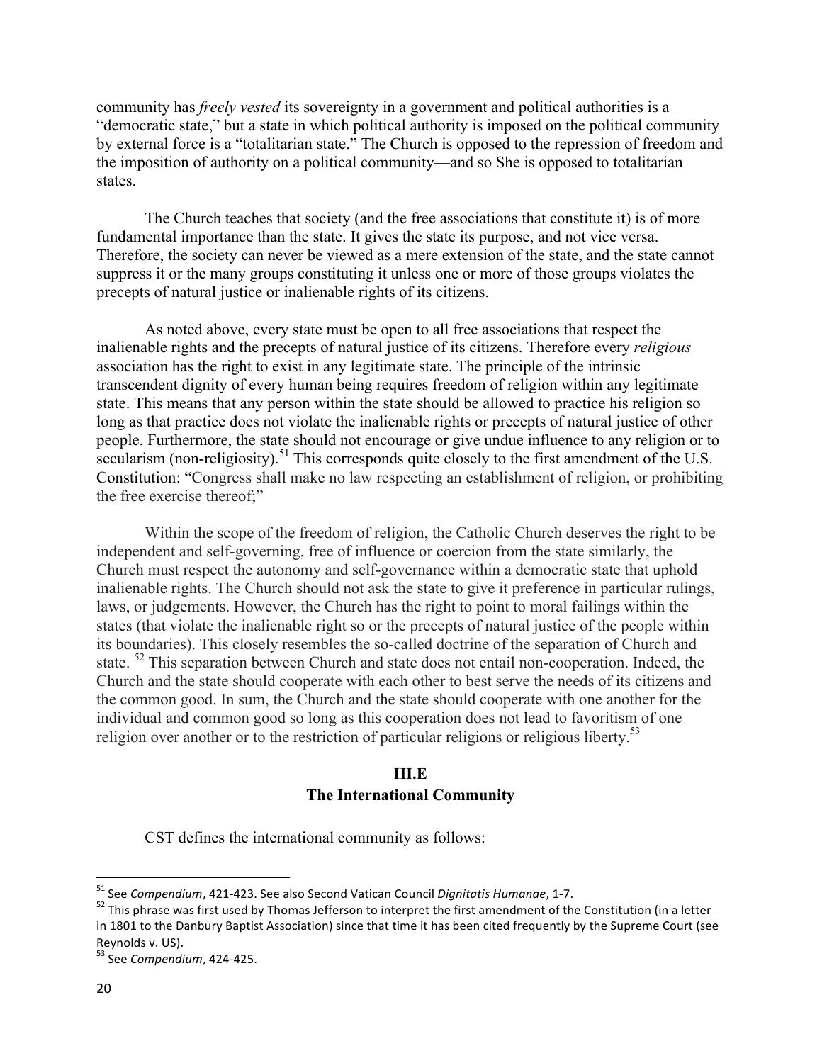community has *freely vested* its sovereignty in a government and political authorities is a "democratic state," but a state in which political authority is imposed on the political community by external force is a "totalitarian state." The Church is opposed to the repression of freedom and the imposition of authority on a political community—and so She is opposed to totalitarian states.

The Church teaches that society (and the free associations that constitute it) is of more fundamental importance than the state. It gives the state its purpose, and not vice versa. Therefore, the society can never be viewed as a mere extension of the state, and the state cannot suppress it or the many groups constituting it unless one or more of those groups violates the precepts of natural justice or inalienable rights of its citizens.

As noted above, every state must be open to all free associations that respect the inalienable rights and the precepts of natural justice of its citizens. Therefore every *religious* association has the right to exist in any legitimate state. The principle of the intrinsic transcendent dignity of every human being requires freedom of religion within any legitimate state. This means that any person within the state should be allowed to practice his religion so long as that practice does not violate the inalienable rights or precepts of natural justice of other people. Furthermore, the state should not encourage or give undue influence to any religion or to secularism (non-religiosity).[51] This corresponds quite closely to the first amendment of the U.S. Constitution: "Congress shall make no law respecting an establishment of religion, or prohibiting the free exercise thereof;"

Within the scope of the freedom of religion, the Catholic Church deserves the right to be independent and self-governing, free of influence or coercion from the state similarly, the Church must respect the autonomy and self-governance within a democratic state that uphold inalienable rights. The Church should not ask the state to give it preference in particular rulings, laws, or judgements. However, the Church has the right to point to moral failings within the states (that violate the inalienable right so or the precepts of natural justice of the people within its boundaries). This closely resembles the so-called doctrine of the separation of Church and state. [52] This separation between Church and state does not entail non-cooperation. Indeed, the Church and the state should cooperate with each other to best serve the needs of its citizens and the common good. In sum, the Church and the state should cooperate with one another for the individual and common good so long as this cooperation does not lead to favoritism of one religion over another or to the restriction of particular religions or religious liberty.[53]

## III.E
## The International Community

CST defines the international community as follows:

---

[51] See *Compendium*, 421-423. See also Second Vatican Council *Dignitatis Humanae*, 1-7.

[52] This phrase was first used by Thomas Jefferson to interpret the first amendment of the Constitution (in a letter in 1801 to the Danbury Baptist Association) since that time it has been cited frequently by the Supreme Court (see Reynolds v. US).

[53] See *Compendium*, 424-425.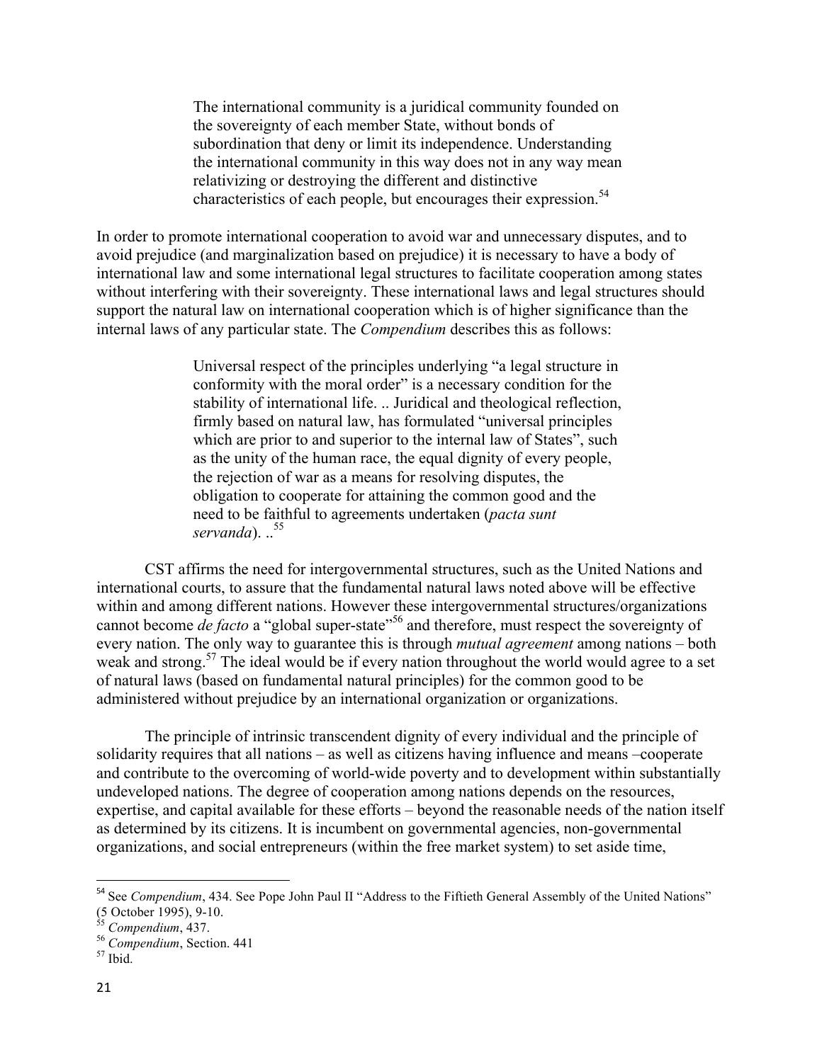> The international community is a juridical community founded on the sovereignty of each member State, without bonds of subordination that deny or limit its independence. Understanding the international community in this way does not in any way mean relativizing or destroying the different and distinctive characteristics of each people, but encourages their expression.[54]

In order to promote international cooperation to avoid war and unnecessary disputes, and to avoid prejudice (and marginalization based on prejudice) it is necessary to have a body of international law and some international legal structures to facilitate cooperation among states without interfering with their sovereignty. These international laws and legal structures should support the natural law on international cooperation which is of higher significance than the internal laws of any particular state. The *Compendium* describes this as follows:

> Universal respect of the principles underlying "a legal structure in conformity with the moral order" is a necessary condition for the stability of international life. .. Juridical and theological reflection, firmly based on natural law, has formulated "universal principles which are prior to and superior to the internal law of States", such as the unity of the human race, the equal dignity of every people, the rejection of war as a means for resolving disputes, the obligation to cooperate for attaining the common good and the need to be faithful to agreements undertaken (*pacta sunt servanda*). ..[55]

CST affirms the need for intergovernmental structures, such as the United Nations and international courts, to assure that the fundamental natural laws noted above will be effective within and among different nations. However these intergovernmental structures/organizations cannot become *de facto* a "global super-state"[56] and therefore, must respect the sovereignty of every nation. The only way to guarantee this is through *mutual agreement* among nations – both weak and strong.[57] The ideal would be if every nation throughout the world would agree to a set of natural laws (based on fundamental natural principles) for the common good to be administered without prejudice by an international organization or organizations.

The principle of intrinsic transcendent dignity of every individual and the principle of solidarity requires that all nations – as well as citizens having influence and means –cooperate and contribute to the overcoming of world-wide poverty and to development within substantially undeveloped nations. The degree of cooperation among nations depends on the resources, expertise, and capital available for these efforts – beyond the reasonable needs of the nation itself as determined by its citizens. It is incumbent on governmental agencies, non-governmental organizations, and social entrepreneurs (within the free market system) to set aside time,

---

[54] See *Compendium*, 434. See Pope John Paul II "Address to the Fiftieth General Assembly of the United Nations" (5 October 1995), 9-10.

[55] *Compendium*, 437.

[56] *Compendium*, Section. 441

[57] Ibid.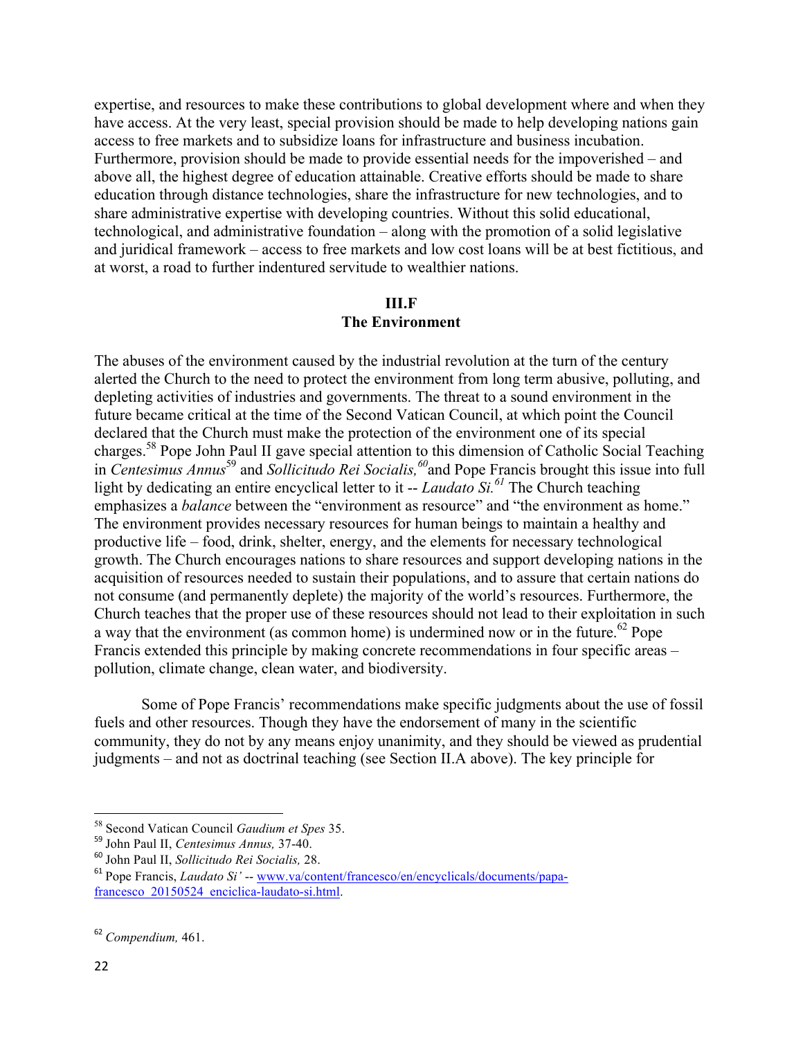expertise, and resources to make these contributions to global development where and when they have access. At the very least, special provision should be made to help developing nations gain access to free markets and to subsidize loans for infrastructure and business incubation. Furthermore, provision should be made to provide essential needs for the impoverished – and above all, the highest degree of education attainable. Creative efforts should be made to share education through distance technologies, share the infrastructure for new technologies, and to share administrative expertise with developing countries. Without this solid educational, technological, and administrative foundation – along with the promotion of a solid legislative and juridical framework – access to free markets and low cost loans will be at best fictitious, and at worst, a road to further indentured servitude to wealthier nations.

## III.F
## The Environment

The abuses of the environment caused by the industrial revolution at the turn of the century alerted the Church to the need to protect the environment from long term abusive, polluting, and depleting activities of industries and governments. The threat to a sound environment in the future became critical at the time of the Second Vatican Council, at which point the Council declared that the Church must make the protection of the environment one of its special charges.[58] Pope John Paul II gave special attention to this dimension of Catholic Social Teaching in *Centesimus Annus*[59] and *Sollicitudo Rei Socialis,*[60] and Pope Francis brought this issue into full light by dedicating an entire encyclical letter to it -- *Laudato Si.*[61] The Church teaching emphasizes a *balance* between the "environment as resource" and "the environment as home." The environment provides necessary resources for human beings to maintain a healthy and productive life – food, drink, shelter, energy, and the elements for necessary technological growth. The Church encourages nations to share resources and support developing nations in the acquisition of resources needed to sustain their populations, and to assure that certain nations do not consume (and permanently deplete) the majority of the world's resources. Furthermore, the Church teaches that the proper use of these resources should not lead to their exploitation in such a way that the environment (as common home) is undermined now or in the future.[62] Pope Francis extended this principle by making concrete recommendations in four specific areas – pollution, climate change, clean water, and biodiversity.

Some of Pope Francis' recommendations make specific judgments about the use of fossil fuels and other resources. Though they have the endorsement of many in the scientific community, they do not by any means enjoy unanimity, and they should be viewed as prudential judgments – and not as doctrinal teaching (see Section II.A above). The key principle for

---

[58] Second Vatican Council *Gaudium et Spes* 35.

[59] John Paul II, *Centesimus Annus,* 37-40.

[60] John Paul II, *Sollicitudo Rei Socialis,* 28.

[61] Pope Francis, *Laudato Si'* -- www.va/content/francesco/en/encyclicals/documents/papa-francesco_20150524_enciclica-laudato-si.html.

[62] *Compendium,* 461.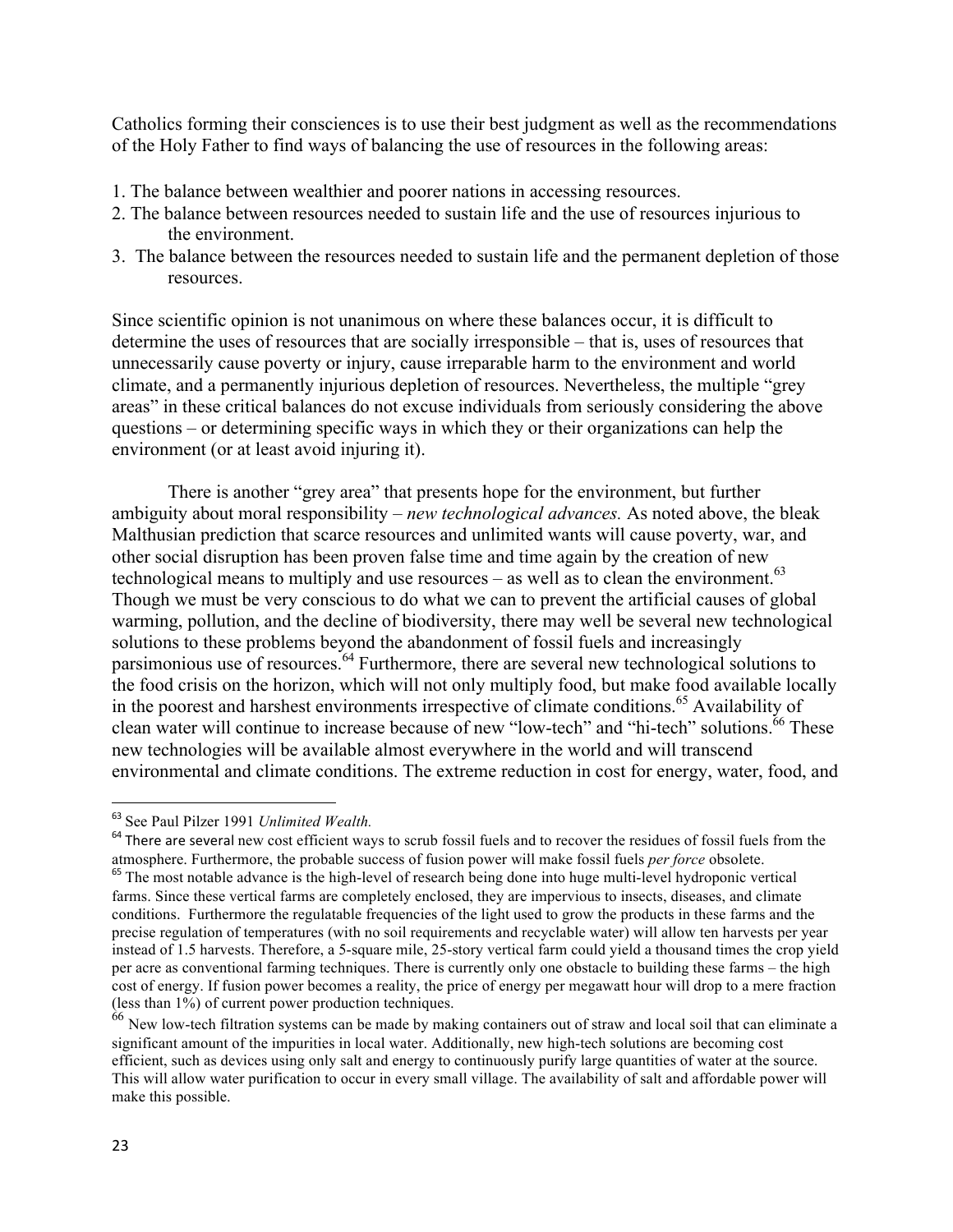Catholics forming their consciences is to use their best judgment as well as the recommendations of the Holy Father to find ways of balancing the use of resources in the following areas:

1. The balance between wealthier and poorer nations in accessing resources.
2. The balance between resources needed to sustain life and the use of resources injurious to the environment.
3. The balance between the resources needed to sustain life and the permanent depletion of those resources.

Since scientific opinion is not unanimous on where these balances occur, it is difficult to determine the uses of resources that are socially irresponsible – that is, uses of resources that unnecessarily cause poverty or injury, cause irreparable harm to the environment and world climate, and a permanently injurious depletion of resources. Nevertheless, the multiple "grey areas" in these critical balances do not excuse individuals from seriously considering the above questions – or determining specific ways in which they or their organizations can help the environment (or at least avoid injuring it).

There is another "grey area" that presents hope for the environment, but further ambiguity about moral responsibility – *new technological advances.* As noted above, the bleak Malthusian prediction that scarce resources and unlimited wants will cause poverty, war, and other social disruption has been proven false time and time again by the creation of new technological means to multiply and use resources – as well as to clean the environment.[63] Though we must be very conscious to do what we can to prevent the artificial causes of global warming, pollution, and the decline of biodiversity, there may well be several new technological solutions to these problems beyond the abandonment of fossil fuels and increasingly parsimonious use of resources.[64] Furthermore, there are several new technological solutions to the food crisis on the horizon, which will not only multiply food, but make food available locally in the poorest and harshest environments irrespective of climate conditions.[65] Availability of clean water will continue to increase because of new "low-tech" and "hi-tech" solutions.[66] These new technologies will be available almost everywhere in the world and will transcend environmental and climate conditions. The extreme reduction in cost for energy, water, food, and

---

[63] See Paul Pilzer 1991 *Unlimited Wealth.*

[64] There are several new cost efficient ways to scrub fossil fuels and to recover the residues of fossil fuels from the atmosphere. Furthermore, the probable success of fusion power will make fossil fuels *per force* obsolete.

[65] The most notable advance is the high-level of research being done into huge multi-level hydroponic vertical farms. Since these vertical farms are completely enclosed, they are impervious to insects, diseases, and climate conditions. Furthermore the regulatable frequencies of the light used to grow the products in these farms and the precise regulation of temperatures (with no soil requirements and recyclable water) will allow ten harvests per year instead of 1.5 harvests. Therefore, a 5-square mile, 25-story vertical farm could yield a thousand times the crop yield per acre as conventional farming techniques. There is currently only one obstacle to building these farms – the high cost of energy. If fusion power becomes a reality, the price of energy per megawatt hour will drop to a mere fraction (less than 1%) of current power production techniques.

[66] New low-tech filtration systems can be made by making containers out of straw and local soil that can eliminate a significant amount of the impurities in local water. Additionally, new high-tech solutions are becoming cost efficient, such as devices using only salt and energy to continuously purify large quantities of water at the source. This will allow water purification to occur in every small village. The availability of salt and affordable power will make this possible.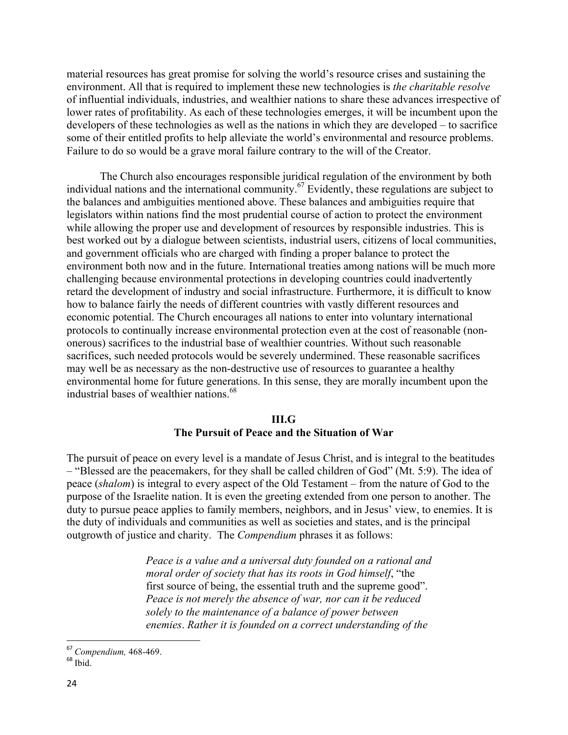material resources has great promise for solving the world's resource crises and sustaining the environment. All that is required to implement these new technologies is *the charitable resolve* of influential individuals, industries, and wealthier nations to share these advances irrespective of lower rates of profitability. As each of these technologies emerges, it will be incumbent upon the developers of these technologies as well as the nations in which they are developed – to sacrifice some of their entitled profits to help alleviate the world's environmental and resource problems. Failure to do so would be a grave moral failure contrary to the will of the Creator.

The Church also encourages responsible juridical regulation of the environment by both individual nations and the international community.[67] Evidently, these regulations are subject to the balances and ambiguities mentioned above. These balances and ambiguities require that legislators within nations find the most prudential course of action to protect the environment while allowing the proper use and development of resources by responsible industries. This is best worked out by a dialogue between scientists, industrial users, citizens of local communities, and government officials who are charged with finding a proper balance to protect the environment both now and in the future. International treaties among nations will be much more challenging because environmental protections in developing countries could inadvertently retard the development of industry and social infrastructure. Furthermore, it is difficult to know how to balance fairly the needs of different countries with vastly different resources and economic potential. The Church encourages all nations to enter into voluntary international protocols to continually increase environmental protection even at the cost of reasonable (non-onerous) sacrifices to the industrial base of wealthier countries. Without such reasonable sacrifices, such needed protocols would be severely undermined. These reasonable sacrifices may well be as necessary as the non-destructive use of resources to guarantee a healthy environmental home for future generations. In this sense, they are morally incumbent upon the industrial bases of wealthier nations.[68]

## III.G
## The Pursuit of Peace and the Situation of War

The pursuit of peace on every level is a mandate of Jesus Christ, and is integral to the beatitudes – "Blessed are the peacemakers, for they shall be called children of God" (Mt. 5:9). The idea of peace (*shalom*) is integral to every aspect of the Old Testament – from the nature of God to the purpose of the Israelite nation. It is even the greeting extended from one person to another. The duty to pursue peace applies to family members, neighbors, and in Jesus' view, to enemies. It is the duty of individuals and communities as well as societies and states, and is the principal outgrowth of justice and charity. The *Compendium* phrases it as follows:

> *Peace is a value and a universal duty founded on a rational and moral order of society that has its roots in God himself*, "the first source of being, the essential truth and the supreme good". *Peace is not merely the absence of war, nor can it be reduced solely to the maintenance of a balance of power between enemies*. *Rather it is founded on a correct understanding of the*

---

[67] *Compendium,* 468-469.

[68] Ibid.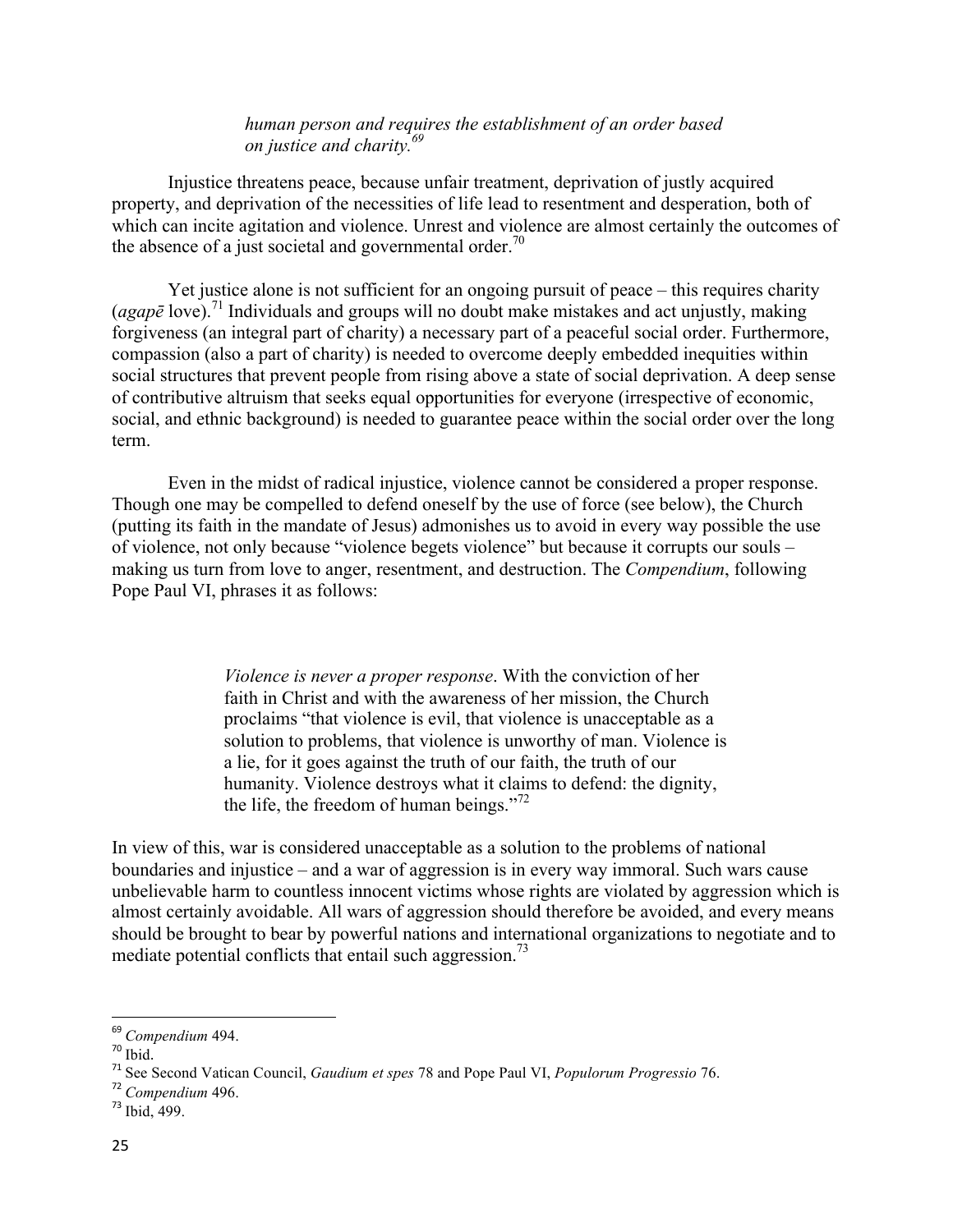> *human person and requires the establishment of an order based on justice and charity.*[69]

Injustice threatens peace, because unfair treatment, deprivation of justly acquired property, and deprivation of the necessities of life lead to resentment and desperation, both of which can incite agitation and violence. Unrest and violence are almost certainly the outcomes of the absence of a just societal and governmental order.[70]

Yet justice alone is not sufficient for an ongoing pursuit of peace – this requires charity (*agapē* love).[71] Individuals and groups will no doubt make mistakes and act unjustly, making forgiveness (an integral part of charity) a necessary part of a peaceful social order. Furthermore, compassion (also a part of charity) is needed to overcome deeply embedded inequities within social structures that prevent people from rising above a state of social deprivation. A deep sense of contributive altruism that seeks equal opportunities for everyone (irrespective of economic, social, and ethnic background) is needed to guarantee peace within the social order over the long term.

Even in the midst of radical injustice, violence cannot be considered a proper response. Though one may be compelled to defend oneself by the use of force (see below), the Church (putting its faith in the mandate of Jesus) admonishes us to avoid in every way possible the use of violence, not only because "violence begets violence" but because it corrupts our souls – making us turn from love to anger, resentment, and destruction. The *Compendium*, following Pope Paul VI, phrases it as follows:

> *Violence is never a proper response*. With the conviction of her faith in Christ and with the awareness of her mission, the Church proclaims "that violence is evil, that violence is unacceptable as a solution to problems, that violence is unworthy of man. Violence is a lie, for it goes against the truth of our faith, the truth of our humanity. Violence destroys what it claims to defend: the dignity, the life, the freedom of human beings."[72]

In view of this, war is considered unacceptable as a solution to the problems of national boundaries and injustice – and a war of aggression is in every way immoral. Such wars cause unbelievable harm to countless innocent victims whose rights are violated by aggression which is almost certainly avoidable. All wars of aggression should therefore be avoided, and every means should be brought to bear by powerful nations and international organizations to negotiate and to mediate potential conflicts that entail such aggression.[73]

---

[69] *Compendium* 494.
[70] Ibid.
[71] See Second Vatican Council, *Gaudium et spes* 78 and Pope Paul VI, *Populorum Progressio* 76.
[72] *Compendium* 496.
[73] Ibid, 499.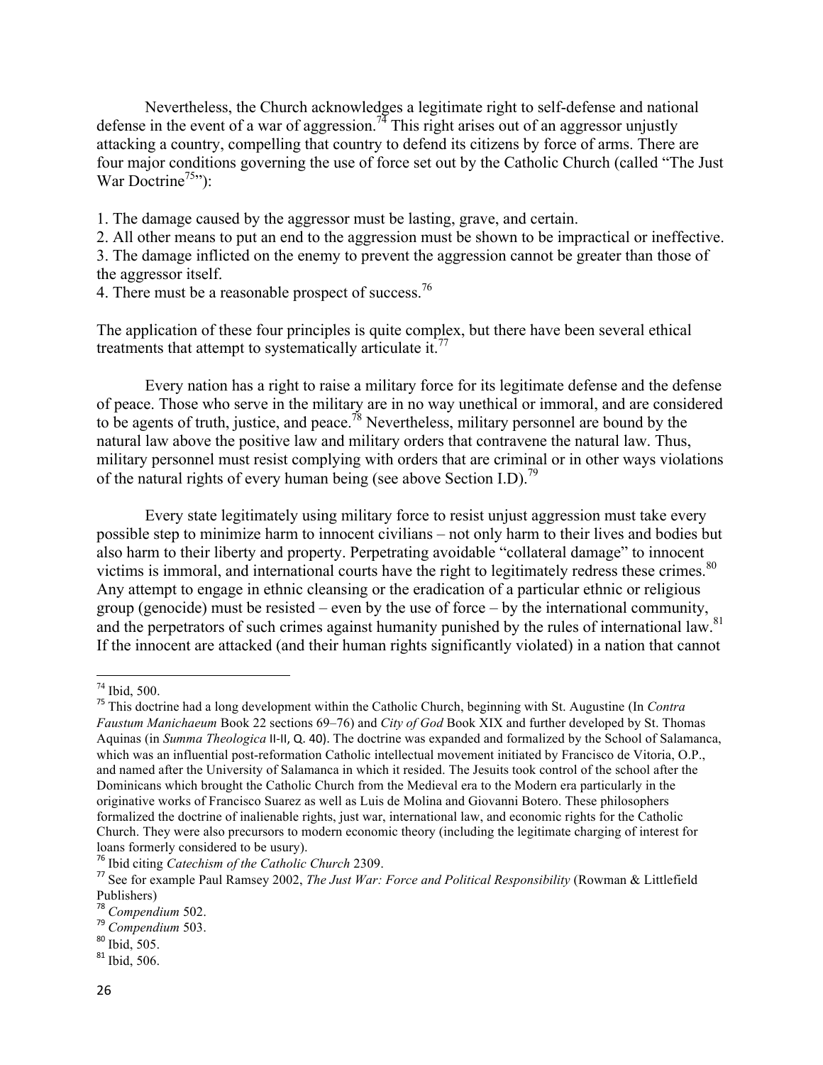Nevertheless, the Church acknowledges a legitimate right to self-defense and national defense in the event of a war of aggression.[74] This right arises out of an aggressor unjustly attacking a country, compelling that country to defend its citizens by force of arms. There are four major conditions governing the use of force set out by the Catholic Church (called "The Just War Doctrine[75]"):

1. The damage caused by the aggressor must be lasting, grave, and certain.
2. All other means to put an end to the aggression must be shown to be impractical or ineffective.
3. The damage inflicted on the enemy to prevent the aggression cannot be greater than those of the aggressor itself.
4. There must be a reasonable prospect of success.[76]

The application of these four principles is quite complex, but there have been several ethical treatments that attempt to systematically articulate it.[77]

Every nation has a right to raise a military force for its legitimate defense and the defense of peace. Those who serve in the military are in no way unethical or immoral, and are considered to be agents of truth, justice, and peace.[78] Nevertheless, military personnel are bound by the natural law above the positive law and military orders that contravene the natural law. Thus, military personnel must resist complying with orders that are criminal or in other ways violations of the natural rights of every human being (see above Section I.D).[79]

Every state legitimately using military force to resist unjust aggression must take every possible step to minimize harm to innocent civilians – not only harm to their lives and bodies but also harm to their liberty and property. Perpetrating avoidable "collateral damage" to innocent victims is immoral, and international courts have the right to legitimately redress these crimes.[80] Any attempt to engage in ethnic cleansing or the eradication of a particular ethnic or religious group (genocide) must be resisted – even by the use of force – by the international community, and the perpetrators of such crimes against humanity punished by the rules of international law.[81] If the innocent are attacked (and their human rights significantly violated) in a nation that cannot

---

[74] Ibid, 500.

[75] This doctrine had a long development within the Catholic Church, beginning with St. Augustine (In *Contra Faustum Manichaeum* Book 22 sections 69–76) and *City of God* Book XIX and further developed by St. Thomas Aquinas (in *Summa Theologica* II-II, Q. 40). The doctrine was expanded and formalized by the School of Salamanca, which was an influential post-reformation Catholic intellectual movement initiated by Francisco de Vitoria, O.P., and named after the University of Salamanca in which it resided. The Jesuits took control of the school after the Dominicans which brought the Catholic Church from the Medieval era to the Modern era particularly in the originative works of Francisco Suarez as well as Luis de Molina and Giovanni Botero. These philosophers formalized the doctrine of inalienable rights, just war, international law, and economic rights for the Catholic Church. They were also precursors to modern economic theory (including the legitimate charging of interest for loans formerly considered to be usury).

[76] Ibid citing *Catechism of the Catholic Church* 2309.

[77] See for example Paul Ramsey 2002, *The Just War: Force and Political Responsibility* (Rowman & Littlefield Publishers)

[78] *Compendium* 502.

[79] *Compendium* 503.

[80] Ibid, 505.

[81] Ibid, 506.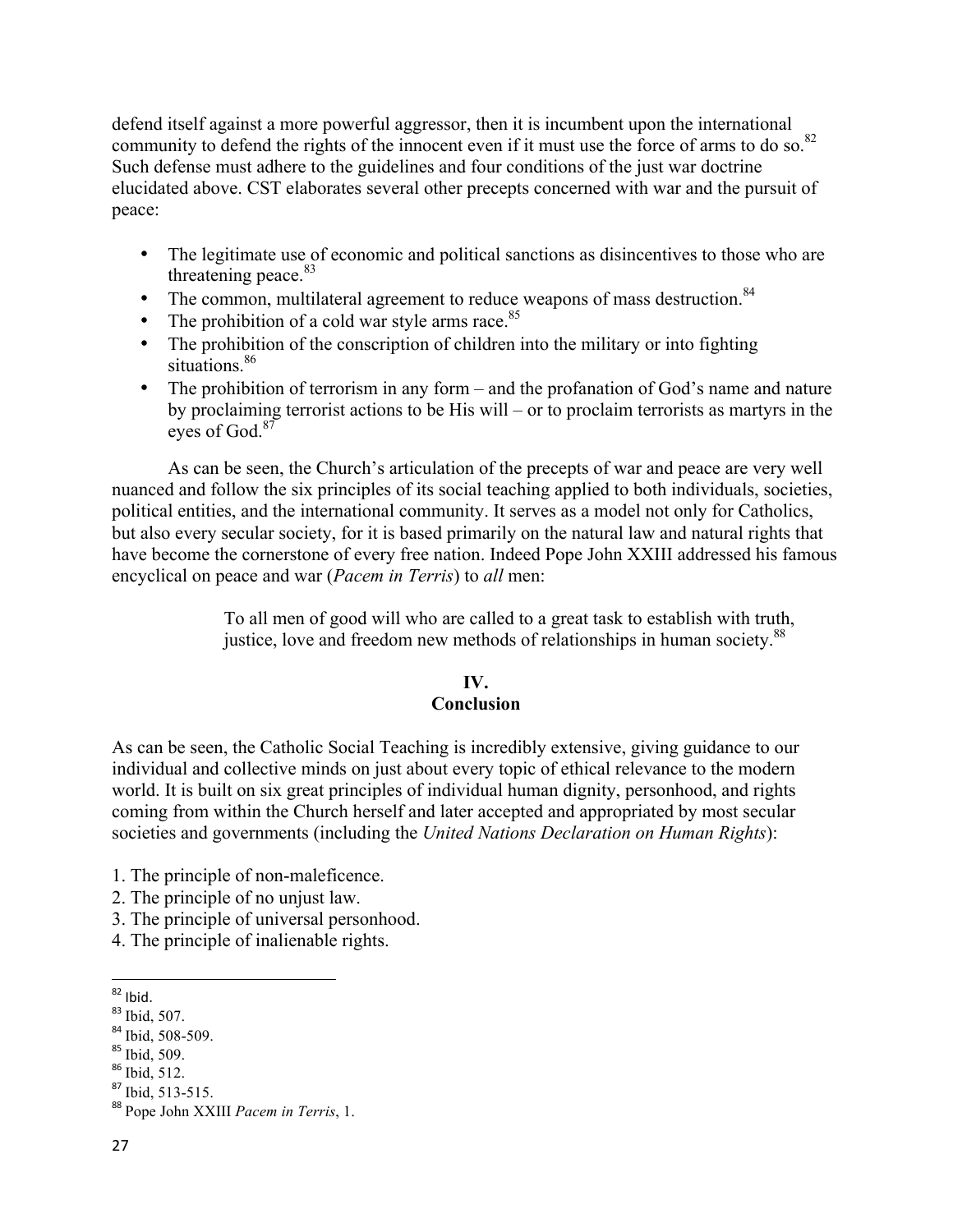defend itself against a more powerful aggressor, then it is incumbent upon the international community to defend the rights of the innocent even if it must use the force of arms to do so.[82] Such defense must adhere to the guidelines and four conditions of the just war doctrine elucidated above. CST elaborates several other precepts concerned with war and the pursuit of peace:

- The legitimate use of economic and political sanctions as disincentives to those who are threatening peace.[83]
- The common, multilateral agreement to reduce weapons of mass destruction.[84]
- The prohibition of a cold war style arms race.[85]
- The prohibition of the conscription of children into the military or into fighting situations.[86]
- The prohibition of terrorism in any form – and the profanation of God's name and nature by proclaiming terrorist actions to be His will – or to proclaim terrorists as martyrs in the eyes of God.[87]

As can be seen, the Church's articulation of the precepts of war and peace are very well nuanced and follow the six principles of its social teaching applied to both individuals, societies, political entities, and the international community. It serves as a model not only for Catholics, but also every secular society, for it is based primarily on the natural law and natural rights that have become the cornerstone of every free nation. Indeed Pope John XXIII addressed his famous encyclical on peace and war (*Pacem in Terris*) to *all* men:

> To all men of good will who are called to a great task to establish with truth, justice, love and freedom new methods of relationships in human society.[88]

## IV.
## Conclusion

As can be seen, the Catholic Social Teaching is incredibly extensive, giving guidance to our individual and collective minds on just about every topic of ethical relevance to the modern world. It is built on six great principles of individual human dignity, personhood, and rights coming from within the Church herself and later accepted and appropriated by most secular societies and governments (including the *United Nations Declaration on Human Rights*):

1. The principle of non-maleficence.
2. The principle of no unjust law.
3. The principle of universal personhood.
4. The principle of inalienable rights.

---

[82] Ibid.
[83] Ibid, 507.
[84] Ibid, 508-509.
[85] Ibid, 509.
[86] Ibid, 512.
[87] Ibid, 513-515.
[88] Pope John XXIII *Pacem in Terris*, 1.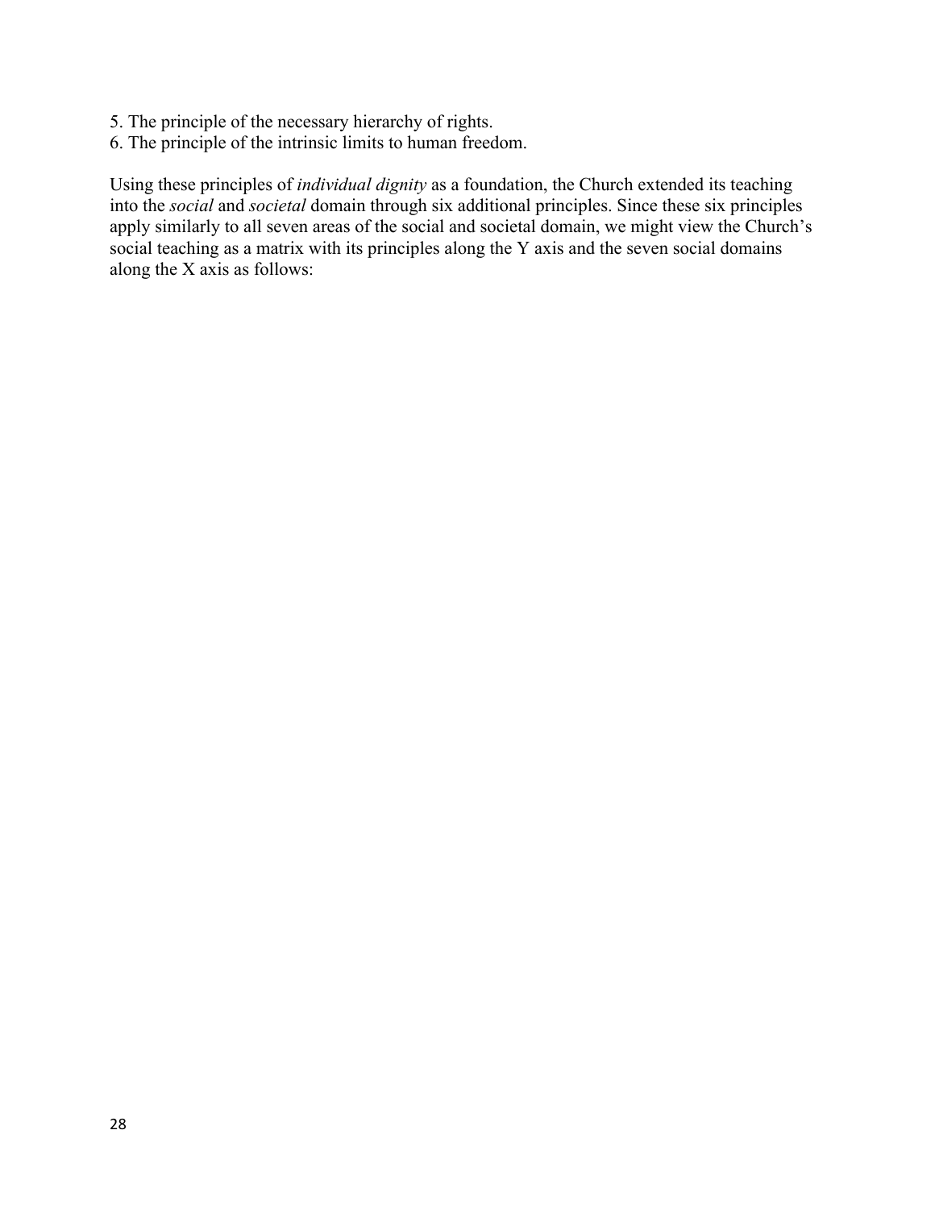5. The principle of the necessary hierarchy of rights.
6. The principle of the intrinsic limits to human freedom.

Using these principles of *individual dignity* as a foundation, the Church extended its teaching into the *social* and *societal* domain through six additional principles. Since these six principles apply similarly to all seven areas of the social and societal domain, we might view the Church's social teaching as a matrix with its principles along the Y axis and the seven social domains along the X axis as follows: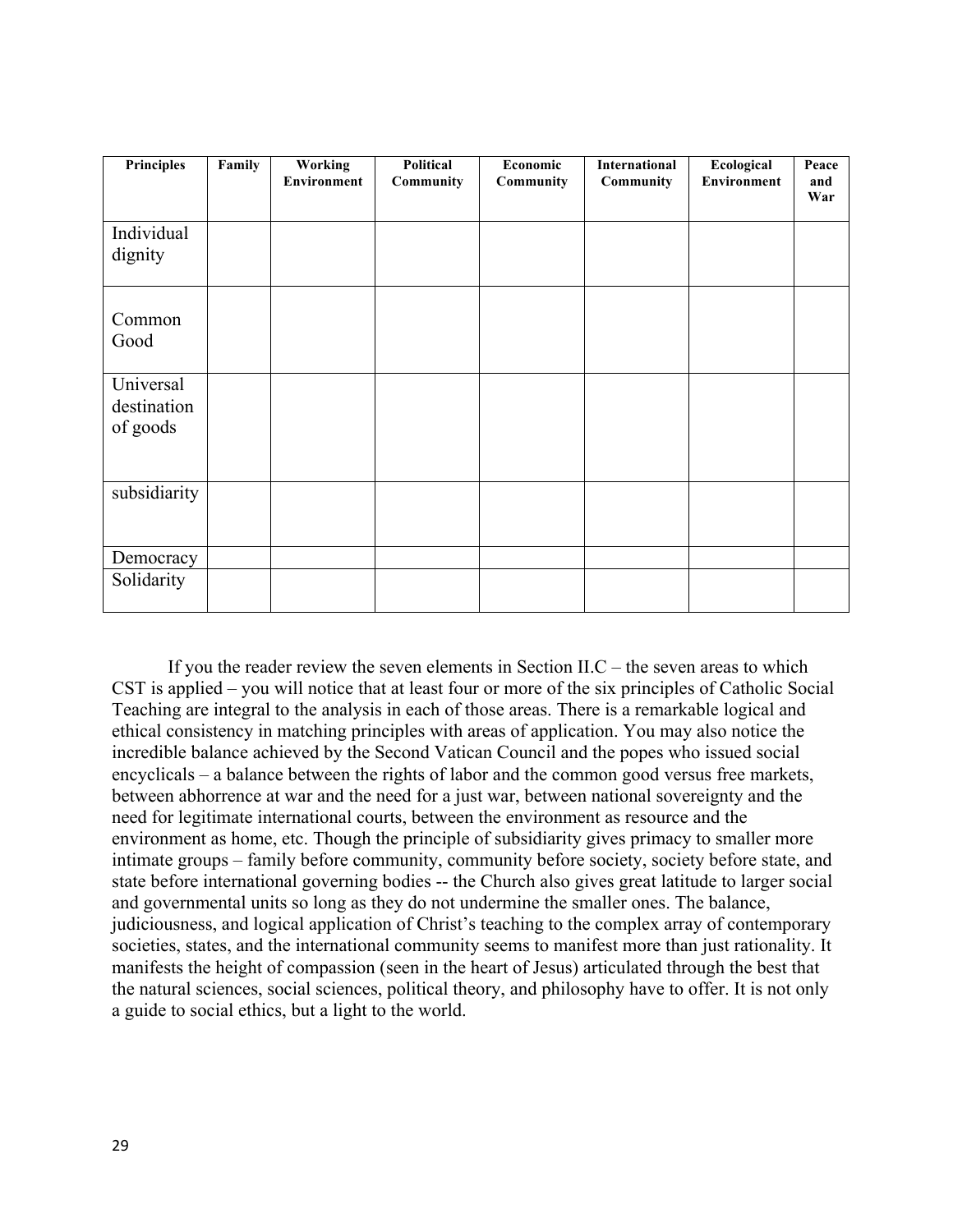| Principles | Family | Working Environment | Political Community | Economic Community | International Community | Ecological Environment | Peace and War |
|---|---|---|---|---|---|---|---|
| Individual dignity | | | | | | | |
| Common Good | | | | | | | |
| Universal destination of goods | | | | | | | |
| subsidiarity | | | | | | | |
| Democracy | | | | | | | |
| Solidarity | | | | | | | |

If you the reader review the seven elements in Section II.C – the seven areas to which CST is applied – you will notice that at least four or more of the six principles of Catholic Social Teaching are integral to the analysis in each of those areas. There is a remarkable logical and ethical consistency in matching principles with areas of application. You may also notice the incredible balance achieved by the Second Vatican Council and the popes who issued social encyclicals – a balance between the rights of labor and the common good versus free markets, between abhorrence at war and the need for a just war, between national sovereignty and the need for legitimate international courts, between the environment as resource and the environment as home, etc. Though the principle of subsidiarity gives primacy to smaller more intimate groups – family before community, community before society, society before state, and state before international governing bodies -- the Church also gives great latitude to larger social and governmental units so long as they do not undermine the smaller ones. The balance, judiciousness, and logical application of Christ's teaching to the complex array of contemporary societies, states, and the international community seems to manifest more than just rationality. It manifests the height of compassion (seen in the heart of Jesus) articulated through the best that the natural sciences, social sciences, political theory, and philosophy have to offer. It is not only a guide to social ethics, but a light to the world.